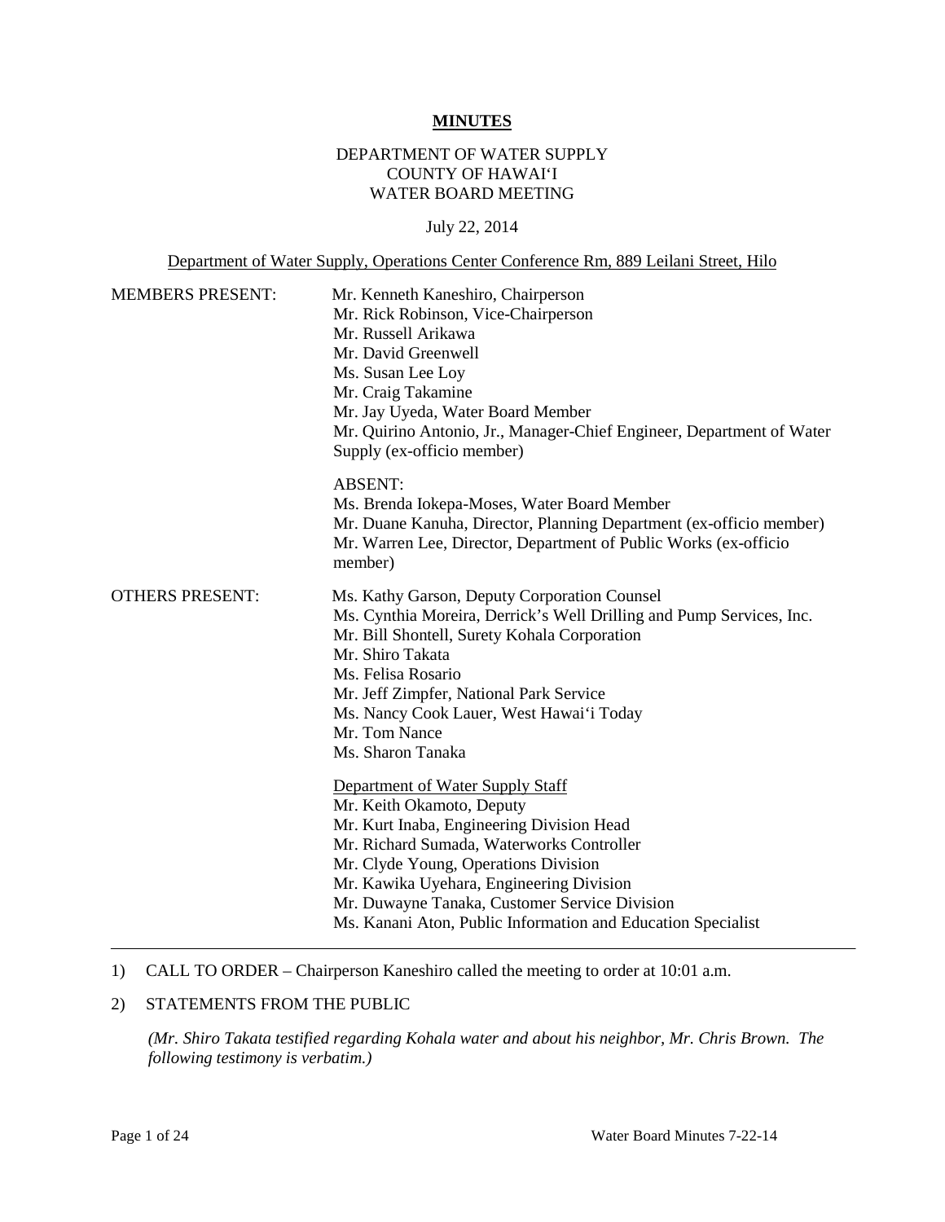# MINUTES

DEPARTMENT OF WATER SUPPLY
COUNTY OF HAWAIʻI
WATER BOARD MEETING

July 22, 2014

Department of Water Supply, Operations Center Conference Rm, 889 Leilani Street, Hilo

MEMBERS PRESENT:

Mr. Kenneth Kaneshiro, Chairperson
Mr. Rick Robinson, Vice-Chairperson
Mr. Russell Arikawa
Mr. David Greenwell
Ms. Susan Lee Loy
Mr. Craig Takamine
Mr. Jay Uyeda, Water Board Member
Mr. Quirino Antonio, Jr., Manager-Chief Engineer, Department of Water Supply (ex-officio member)

ABSENT:
Ms. Brenda Iokepa-Moses, Water Board Member
Mr. Duane Kanuha, Director, Planning Department (ex-officio member)
Mr. Warren Lee, Director, Department of Public Works (ex-officio member)

OTHERS PRESENT:

Ms. Kathy Garson, Deputy Corporation Counsel
Ms. Cynthia Moreira, Derrick's Well Drilling and Pump Services, Inc.
Mr. Bill Shontell, Surety Kohala Corporation
Mr. Shiro Takata
Ms. Felisa Rosario
Mr. Jeff Zimpfer, National Park Service
Ms. Nancy Cook Lauer, West Hawaiʻi Today
Mr. Tom Nance
Ms. Sharon Tanaka

Department of Water Supply Staff
Mr. Keith Okamoto, Deputy
Mr. Kurt Inaba, Engineering Division Head
Mr. Richard Sumada, Waterworks Controller
Mr. Clyde Young, Operations Division
Mr. Kawika Uyehara, Engineering Division
Mr. Duwayne Tanaka, Customer Service Division
Ms. Kanani Aton, Public Information and Education Specialist

---

1) CALL TO ORDER – Chairperson Kaneshiro called the meeting to order at 10:01 a.m.

2) STATEMENTS FROM THE PUBLIC

*(Mr. Shiro Takata testified regarding Kohala water and about his neighbor, Mr. Chris Brown. The following testimony is verbatim.)*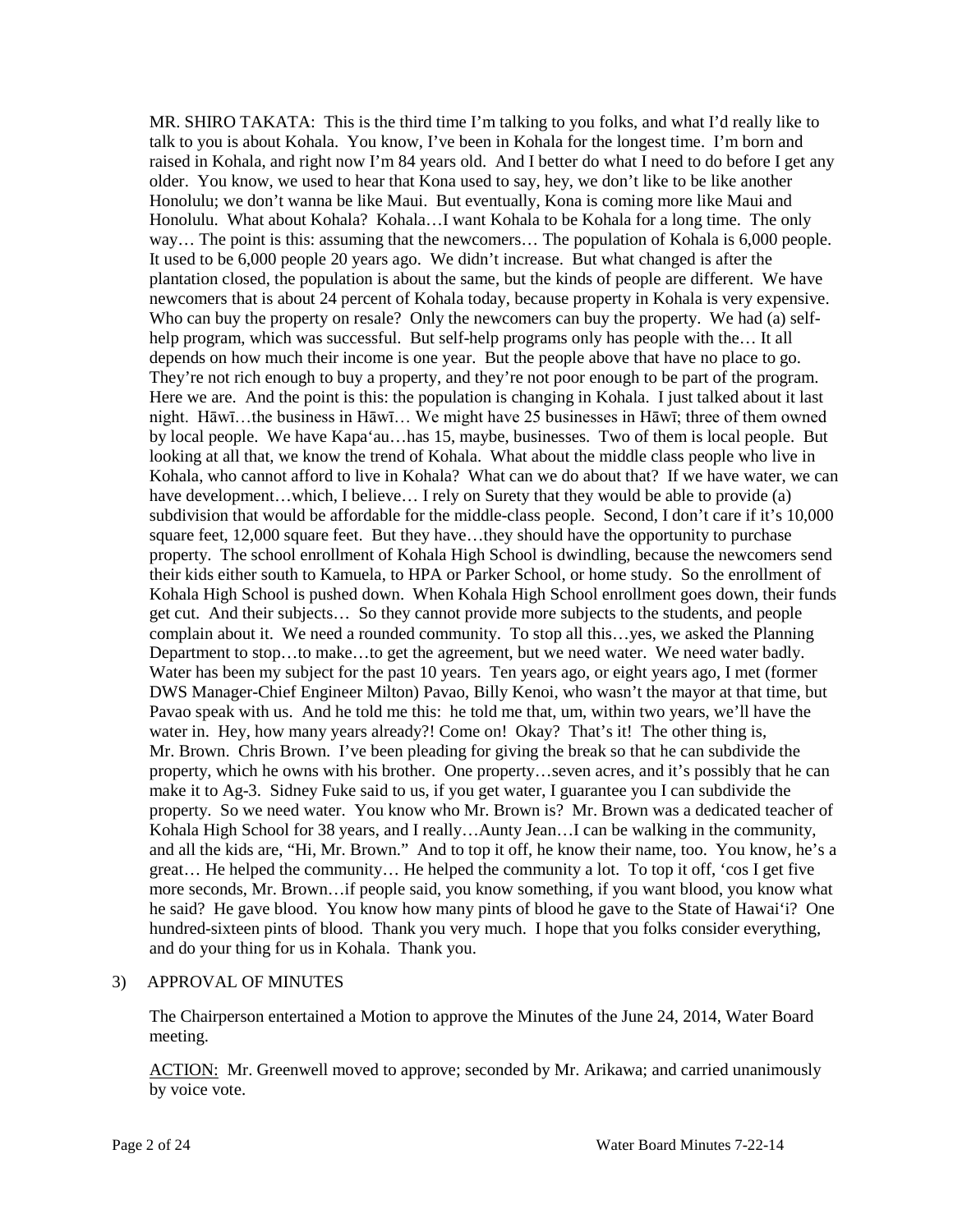MR. SHIRO TAKATA: This is the third time I'm talking to you folks, and what I'd really like to talk to you is about Kohala. You know, I've been in Kohala for the longest time. I'm born and raised in Kohala, and right now I'm 84 years old. And I better do what I need to do before I get any older. You know, we used to hear that Kona used to say, hey, we don't like to be like another Honolulu; we don't wanna be like Maui. But eventually, Kona is coming more like Maui and Honolulu. What about Kohala? Kohala…I want Kohala to be Kohala for a long time. The only way… The point is this: assuming that the newcomers… The population of Kohala is 6,000 people. It used to be 6,000 people 20 years ago. We didn't increase. But what changed is after the plantation closed, the population is about the same, but the kinds of people are different. We have newcomers that is about 24 percent of Kohala today, because property in Kohala is very expensive. Who can buy the property on resale? Only the newcomers can buy the property. We had (a) self-help program, which was successful. But self-help programs only has people with the… It all depends on how much their income is one year. But the people above that have no place to go. They're not rich enough to buy a property, and they're not poor enough to be part of the program. Here we are. And the point is this: the population is changing in Kohala. I just talked about it last night. Hāwī…the business in Hāwī… We might have 25 businesses in Hāwī; three of them owned by local people. We have Kapa'au…has 15, maybe, businesses. Two of them is local people. But looking at all that, we know the trend of Kohala. What about the middle class people who live in Kohala, who cannot afford to live in Kohala? What can we do about that? If we have water, we can have development…which, I believe… I rely on Surety that they would be able to provide (a) subdivision that would be affordable for the middle-class people. Second, I don't care if it's 10,000 square feet, 12,000 square feet. But they have…they should have the opportunity to purchase property. The school enrollment of Kohala High School is dwindling, because the newcomers send their kids either south to Kamuela, to HPA or Parker School, or home study. So the enrollment of Kohala High School is pushed down. When Kohala High School enrollment goes down, their funds get cut. And their subjects… So they cannot provide more subjects to the students, and people complain about it. We need a rounded community. To stop all this…yes, we asked the Planning Department to stop…to make…to get the agreement, but we need water. We need water badly. Water has been my subject for the past 10 years. Ten years ago, or eight years ago, I met (former DWS Manager-Chief Engineer Milton) Pavao, Billy Kenoi, who wasn't the mayor at that time, but Pavao speak with us. And he told me this: he told me that, um, within two years, we'll have the water in. Hey, how many years already?! Come on! Okay? That's it! The other thing is, Mr. Brown. Chris Brown. I've been pleading for giving the break so that he can subdivide the property, which he owns with his brother. One property…seven acres, and it's possibly that he can make it to Ag-3. Sidney Fuke said to us, if you get water, I guarantee you I can subdivide the property. So we need water. You know who Mr. Brown is? Mr. Brown was a dedicated teacher of Kohala High School for 38 years, and I really…Aunty Jean…I can be walking in the community, and all the kids are, "Hi, Mr. Brown." And to top it off, he know their name, too. You know, he's a great… He helped the community… He helped the community a lot. To top it off, 'cos I get five more seconds, Mr. Brown…if people said, you know something, if you want blood, you know what he said? He gave blood. You know how many pints of blood he gave to the State of Hawai'i? One hundred-sixteen pints of blood. Thank you very much. I hope that you folks consider everything, and do your thing for us in Kohala. Thank you.

3) APPROVAL OF MINUTES

The Chairperson entertained a Motion to approve the Minutes of the June 24, 2014, Water Board meeting.

ACTION: Mr. Greenwell moved to approve; seconded by Mr. Arikawa; and carried unanimously by voice vote.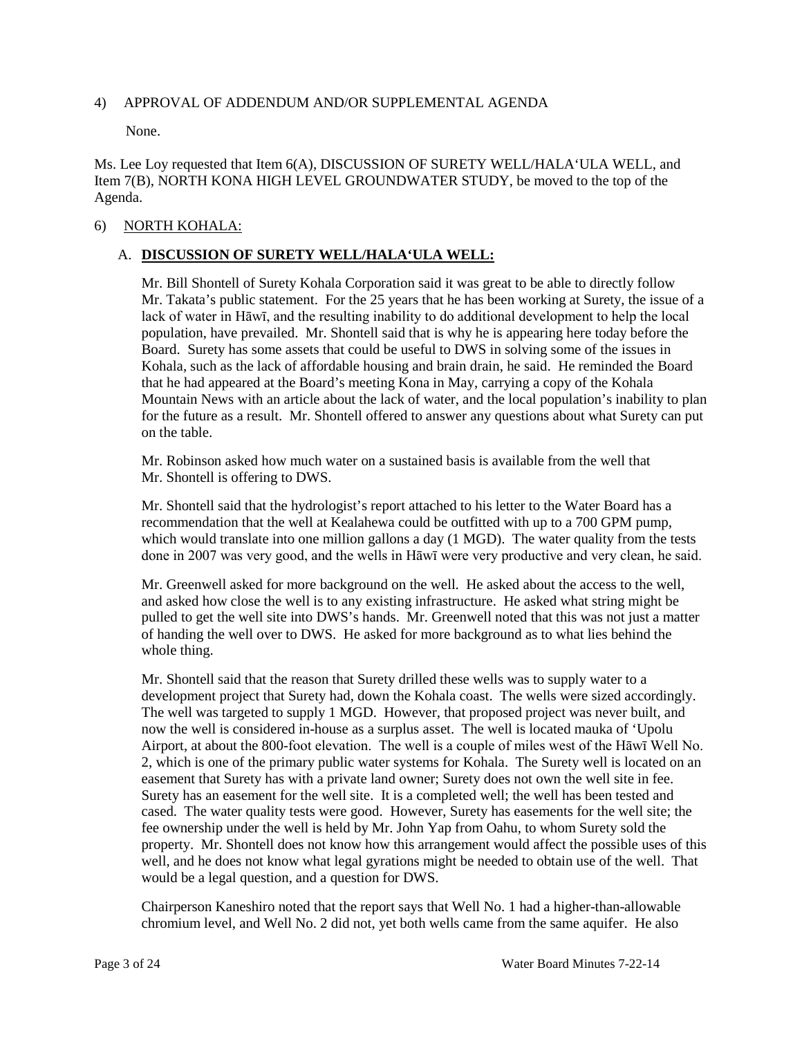4) APPROVAL OF ADDENDUM AND/OR SUPPLEMENTAL AGENDA

None.

Ms. Lee Loy requested that Item 6(A), DISCUSSION OF SURETY WELL/HALA'ULA WELL, and Item 7(B), NORTH KONA HIGH LEVEL GROUNDWATER STUDY, be moved to the top of the Agenda.

6) NORTH KOHALA:

A. **DISCUSSION OF SURETY WELL/HALA'ULA WELL:**

Mr. Bill Shontell of Surety Kohala Corporation said it was great to be able to directly follow Mr. Takata's public statement. For the 25 years that he has been working at Surety, the issue of a lack of water in Hāwī, and the resulting inability to do additional development to help the local population, have prevailed. Mr. Shontell said that is why he is appearing here today before the Board. Surety has some assets that could be useful to DWS in solving some of the issues in Kohala, such as the lack of affordable housing and brain drain, he said. He reminded the Board that he had appeared at the Board's meeting Kona in May, carrying a copy of the Kohala Mountain News with an article about the lack of water, and the local population's inability to plan for the future as a result. Mr. Shontell offered to answer any questions about what Surety can put on the table.

Mr. Robinson asked how much water on a sustained basis is available from the well that Mr. Shontell is offering to DWS.

Mr. Shontell said that the hydrologist's report attached to his letter to the Water Board has a recommendation that the well at Kealahewa could be outfitted with up to a 700 GPM pump, which would translate into one million gallons a day (1 MGD). The water quality from the tests done in 2007 was very good, and the wells in Hāwī were very productive and very clean, he said.

Mr. Greenwell asked for more background on the well. He asked about the access to the well, and asked how close the well is to any existing infrastructure. He asked what string might be pulled to get the well site into DWS's hands. Mr. Greenwell noted that this was not just a matter of handing the well over to DWS. He asked for more background as to what lies behind the whole thing.

Mr. Shontell said that the reason that Surety drilled these wells was to supply water to a development project that Surety had, down the Kohala coast. The wells were sized accordingly. The well was targeted to supply 1 MGD. However, that proposed project was never built, and now the well is considered in-house as a surplus asset. The well is located mauka of 'Upolu Airport, at about the 800-foot elevation. The well is a couple of miles west of the Hāwī Well No. 2, which is one of the primary public water systems for Kohala. The Surety well is located on an easement that Surety has with a private land owner; Surety does not own the well site in fee. Surety has an easement for the well site. It is a completed well; the well has been tested and cased. The water quality tests were good. However, Surety has easements for the well site; the fee ownership under the well is held by Mr. John Yap from Oahu, to whom Surety sold the property. Mr. Shontell does not know how this arrangement would affect the possible uses of this well, and he does not know what legal gyrations might be needed to obtain use of the well. That would be a legal question, and a question for DWS.

Chairperson Kaneshiro noted that the report says that Well No. 1 had a higher-than-allowable chromium level, and Well No. 2 did not, yet both wells came from the same aquifer. He also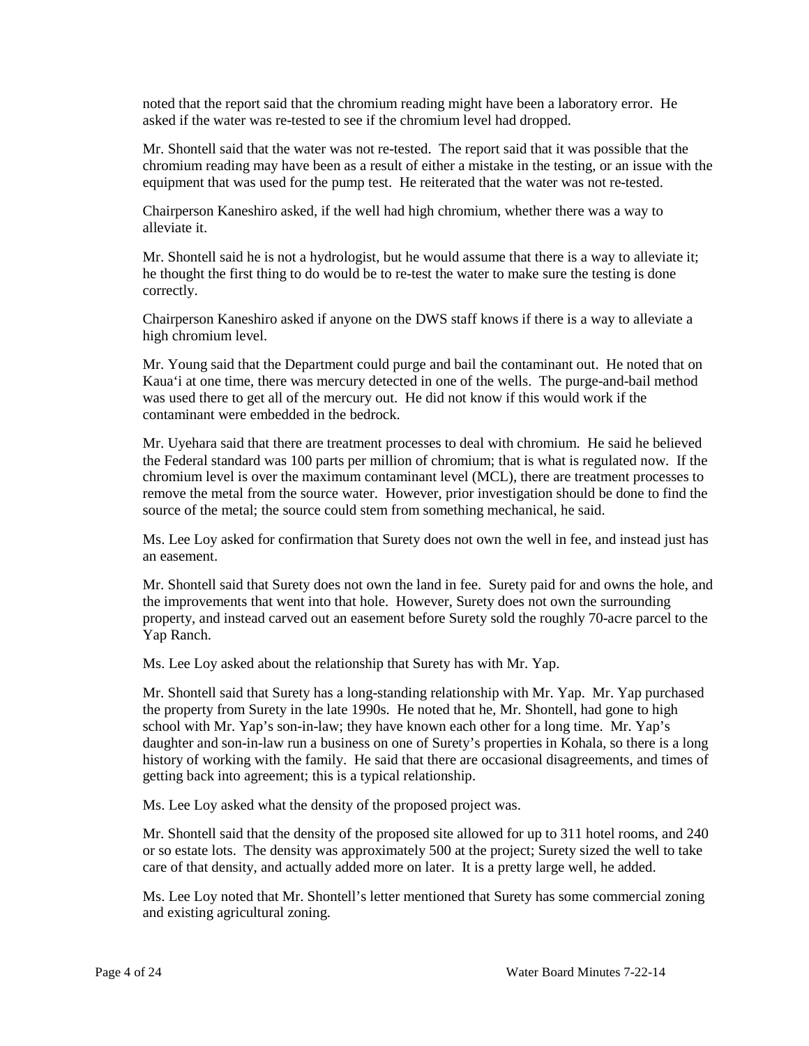noted that the report said that the chromium reading might have been a laboratory error. He asked if the water was re-tested to see if the chromium level had dropped.

Mr. Shontell said that the water was not re-tested. The report said that it was possible that the chromium reading may have been as a result of either a mistake in the testing, or an issue with the equipment that was used for the pump test. He reiterated that the water was not re-tested.

Chairperson Kaneshiro asked, if the well had high chromium, whether there was a way to alleviate it.

Mr. Shontell said he is not a hydrologist, but he would assume that there is a way to alleviate it; he thought the first thing to do would be to re-test the water to make sure the testing is done correctly.

Chairperson Kaneshiro asked if anyone on the DWS staff knows if there is a way to alleviate a high chromium level.

Mr. Young said that the Department could purge and bail the contaminant out. He noted that on Kaua'i at one time, there was mercury detected in one of the wells. The purge-and-bail method was used there to get all of the mercury out. He did not know if this would work if the contaminant were embedded in the bedrock.

Mr. Uyehara said that there are treatment processes to deal with chromium. He said he believed the Federal standard was 100 parts per million of chromium; that is what is regulated now. If the chromium level is over the maximum contaminant level (MCL), there are treatment processes to remove the metal from the source water. However, prior investigation should be done to find the source of the metal; the source could stem from something mechanical, he said.

Ms. Lee Loy asked for confirmation that Surety does not own the well in fee, and instead just has an easement.

Mr. Shontell said that Surety does not own the land in fee. Surety paid for and owns the hole, and the improvements that went into that hole. However, Surety does not own the surrounding property, and instead carved out an easement before Surety sold the roughly 70-acre parcel to the Yap Ranch.

Ms. Lee Loy asked about the relationship that Surety has with Mr. Yap.

Mr. Shontell said that Surety has a long-standing relationship with Mr. Yap. Mr. Yap purchased the property from Surety in the late 1990s. He noted that he, Mr. Shontell, had gone to high school with Mr. Yap's son-in-law; they have known each other for a long time. Mr. Yap's daughter and son-in-law run a business on one of Surety's properties in Kohala, so there is a long history of working with the family. He said that there are occasional disagreements, and times of getting back into agreement; this is a typical relationship.

Ms. Lee Loy asked what the density of the proposed project was.

Mr. Shontell said that the density of the proposed site allowed for up to 311 hotel rooms, and 240 or so estate lots. The density was approximately 500 at the project; Surety sized the well to take care of that density, and actually added more on later. It is a pretty large well, he added.

Ms. Lee Loy noted that Mr. Shontell's letter mentioned that Surety has some commercial zoning and existing agricultural zoning.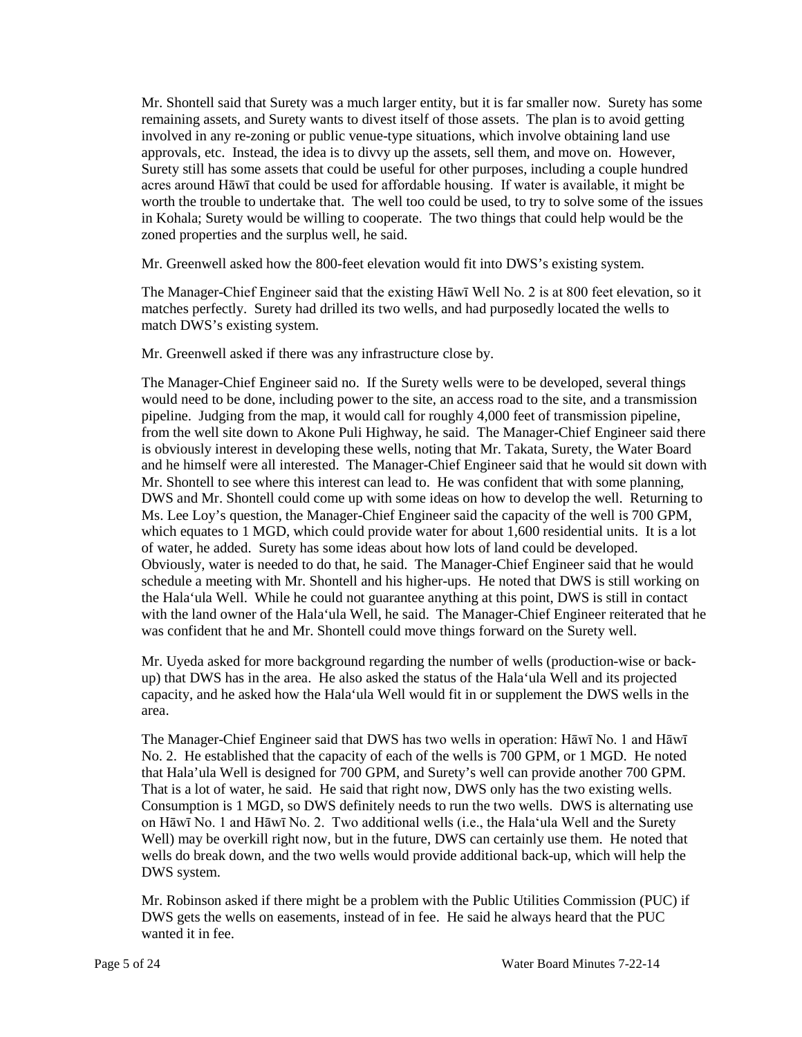Mr. Shontell said that Surety was a much larger entity, but it is far smaller now. Surety has some remaining assets, and Surety wants to divest itself of those assets. The plan is to avoid getting involved in any re-zoning or public venue-type situations, which involve obtaining land use approvals, etc. Instead, the idea is to divvy up the assets, sell them, and move on. However, Surety still has some assets that could be useful for other purposes, including a couple hundred acres around Hāwī that could be used for affordable housing. If water is available, it might be worth the trouble to undertake that. The well too could be used, to try to solve some of the issues in Kohala; Surety would be willing to cooperate. The two things that could help would be the zoned properties and the surplus well, he said.

Mr. Greenwell asked how the 800-feet elevation would fit into DWS's existing system.

The Manager-Chief Engineer said that the existing Hāwī Well No. 2 is at 800 feet elevation, so it matches perfectly. Surety had drilled its two wells, and had purposedly located the wells to match DWS's existing system.

Mr. Greenwell asked if there was any infrastructure close by.

The Manager-Chief Engineer said no. If the Surety wells were to be developed, several things would need to be done, including power to the site, an access road to the site, and a transmission pipeline. Judging from the map, it would call for roughly 4,000 feet of transmission pipeline, from the well site down to Akone Puli Highway, he said. The Manager-Chief Engineer said there is obviously interest in developing these wells, noting that Mr. Takata, Surety, the Water Board and he himself were all interested. The Manager-Chief Engineer said that he would sit down with Mr. Shontell to see where this interest can lead to. He was confident that with some planning, DWS and Mr. Shontell could come up with some ideas on how to develop the well. Returning to Ms. Lee Loy's question, the Manager-Chief Engineer said the capacity of the well is 700 GPM, which equates to 1 MGD, which could provide water for about 1,600 residential units. It is a lot of water, he added. Surety has some ideas about how lots of land could be developed. Obviously, water is needed to do that, he said. The Manager-Chief Engineer said that he would schedule a meeting with Mr. Shontell and his higher-ups. He noted that DWS is still working on the Hala'ula Well. While he could not guarantee anything at this point, DWS is still in contact with the land owner of the Hala'ula Well, he said. The Manager-Chief Engineer reiterated that he was confident that he and Mr. Shontell could move things forward on the Surety well.

Mr. Uyeda asked for more background regarding the number of wells (production-wise or back-up) that DWS has in the area. He also asked the status of the Hala'ula Well and its projected capacity, and he asked how the Hala'ula Well would fit in or supplement the DWS wells in the area.

The Manager-Chief Engineer said that DWS has two wells in operation: Hāwī No. 1 and Hāwī No. 2. He established that the capacity of each of the wells is 700 GPM, or 1 MGD. He noted that Hala'ula Well is designed for 700 GPM, and Surety's well can provide another 700 GPM. That is a lot of water, he said. He said that right now, DWS only has the two existing wells. Consumption is 1 MGD, so DWS definitely needs to run the two wells. DWS is alternating use on Hāwī No. 1 and Hāwī No. 2. Two additional wells (i.e., the Hala'ula Well and the Surety Well) may be overkill right now, but in the future, DWS can certainly use them. He noted that wells do break down, and the two wells would provide additional back-up, which will help the DWS system.

Mr. Robinson asked if there might be a problem with the Public Utilities Commission (PUC) if DWS gets the wells on easements, instead of in fee. He said he always heard that the PUC wanted it in fee.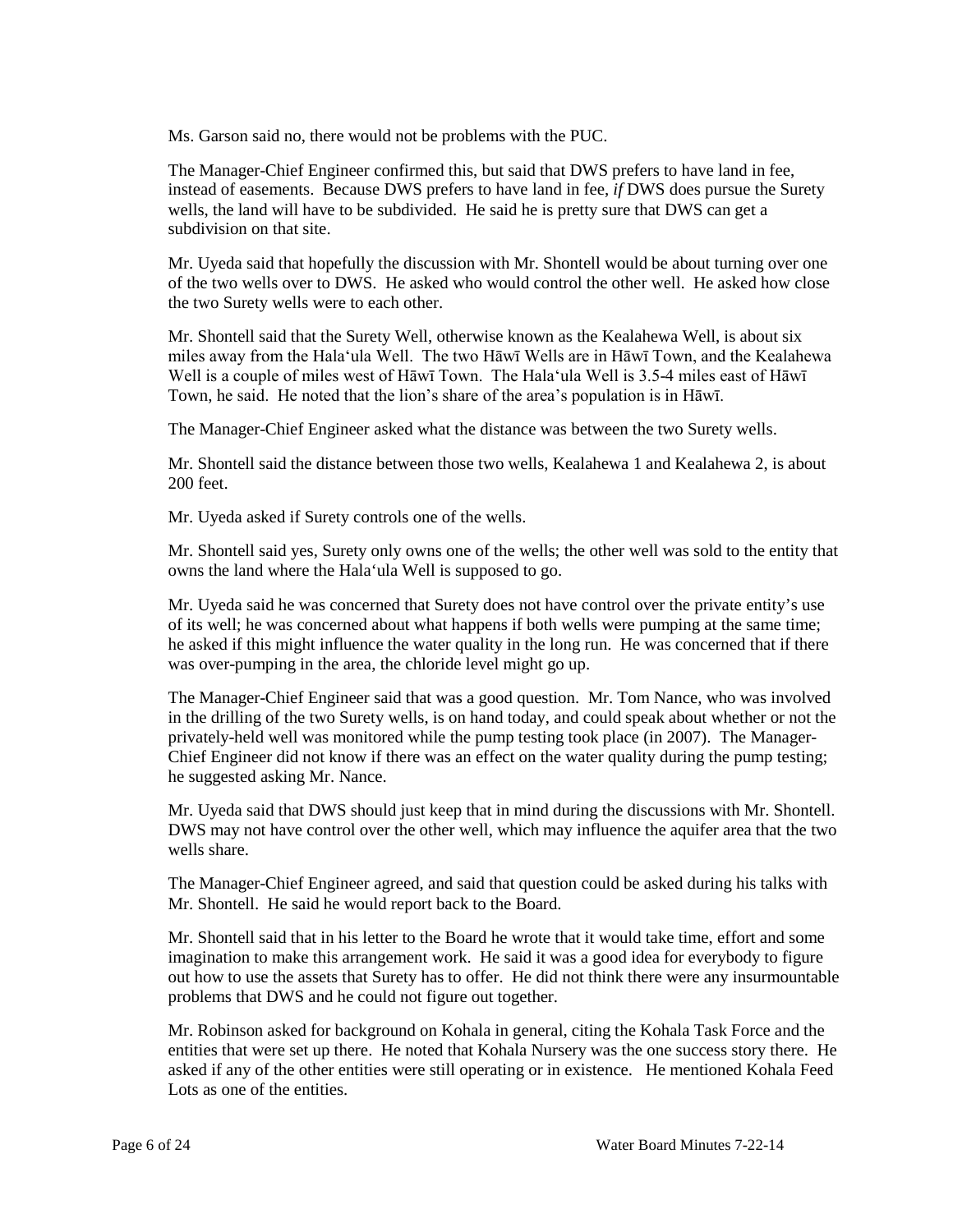Ms. Garson said no, there would not be problems with the PUC.

The Manager-Chief Engineer confirmed this, but said that DWS prefers to have land in fee, instead of easements. Because DWS prefers to have land in fee, *if* DWS does pursue the Surety wells, the land will have to be subdivided. He said he is pretty sure that DWS can get a subdivision on that site.

Mr. Uyeda said that hopefully the discussion with Mr. Shontell would be about turning over one of the two wells over to DWS. He asked who would control the other well. He asked how close the two Surety wells were to each other.

Mr. Shontell said that the Surety Well, otherwise known as the Kealahewa Well, is about six miles away from the Hala'ula Well. The two Hāwī Wells are in Hāwī Town, and the Kealahewa Well is a couple of miles west of Hāwī Town. The Hala'ula Well is 3.5-4 miles east of Hāwī Town, he said. He noted that the lion's share of the area's population is in Hāwī.

The Manager-Chief Engineer asked what the distance was between the two Surety wells.

Mr. Shontell said the distance between those two wells, Kealahewa 1 and Kealahewa 2, is about 200 feet.

Mr. Uyeda asked if Surety controls one of the wells.

Mr. Shontell said yes, Surety only owns one of the wells; the other well was sold to the entity that owns the land where the Hala'ula Well is supposed to go.

Mr. Uyeda said he was concerned that Surety does not have control over the private entity's use of its well; he was concerned about what happens if both wells were pumping at the same time; he asked if this might influence the water quality in the long run. He was concerned that if there was over-pumping in the area, the chloride level might go up.

The Manager-Chief Engineer said that was a good question. Mr. Tom Nance, who was involved in the drilling of the two Surety wells, is on hand today, and could speak about whether or not the privately-held well was monitored while the pump testing took place (in 2007). The Manager-Chief Engineer did not know if there was an effect on the water quality during the pump testing; he suggested asking Mr. Nance.

Mr. Uyeda said that DWS should just keep that in mind during the discussions with Mr. Shontell. DWS may not have control over the other well, which may influence the aquifer area that the two wells share.

The Manager-Chief Engineer agreed, and said that question could be asked during his talks with Mr. Shontell. He said he would report back to the Board.

Mr. Shontell said that in his letter to the Board he wrote that it would take time, effort and some imagination to make this arrangement work. He said it was a good idea for everybody to figure out how to use the assets that Surety has to offer. He did not think there were any insurmountable problems that DWS and he could not figure out together.

Mr. Robinson asked for background on Kohala in general, citing the Kohala Task Force and the entities that were set up there. He noted that Kohala Nursery was the one success story there. He asked if any of the other entities were still operating or in existence. He mentioned Kohala Feed Lots as one of the entities.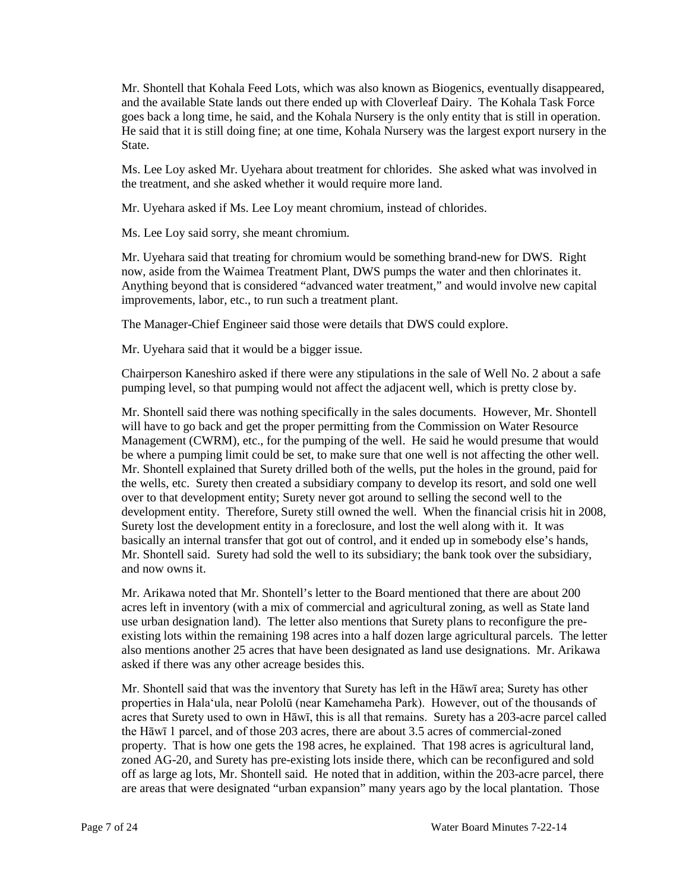Mr. Shontell that Kohala Feed Lots, which was also known as Biogenics, eventually disappeared, and the available State lands out there ended up with Cloverleaf Dairy. The Kohala Task Force goes back a long time, he said, and the Kohala Nursery is the only entity that is still in operation. He said that it is still doing fine; at one time, Kohala Nursery was the largest export nursery in the State.

Ms. Lee Loy asked Mr. Uyehara about treatment for chlorides. She asked what was involved in the treatment, and she asked whether it would require more land.

Mr. Uyehara asked if Ms. Lee Loy meant chromium, instead of chlorides.

Ms. Lee Loy said sorry, she meant chromium.

Mr. Uyehara said that treating for chromium would be something brand-new for DWS. Right now, aside from the Waimea Treatment Plant, DWS pumps the water and then chlorinates it. Anything beyond that is considered "advanced water treatment," and would involve new capital improvements, labor, etc., to run such a treatment plant.

The Manager-Chief Engineer said those were details that DWS could explore.

Mr. Uyehara said that it would be a bigger issue.

Chairperson Kaneshiro asked if there were any stipulations in the sale of Well No. 2 about a safe pumping level, so that pumping would not affect the adjacent well, which is pretty close by.

Mr. Shontell said there was nothing specifically in the sales documents. However, Mr. Shontell will have to go back and get the proper permitting from the Commission on Water Resource Management (CWRM), etc., for the pumping of the well. He said he would presume that would be where a pumping limit could be set, to make sure that one well is not affecting the other well. Mr. Shontell explained that Surety drilled both of the wells, put the holes in the ground, paid for the wells, etc. Surety then created a subsidiary company to develop its resort, and sold one well over to that development entity; Surety never got around to selling the second well to the development entity. Therefore, Surety still owned the well. When the financial crisis hit in 2008, Surety lost the development entity in a foreclosure, and lost the well along with it. It was basically an internal transfer that got out of control, and it ended up in somebody else's hands, Mr. Shontell said. Surety had sold the well to its subsidiary; the bank took over the subsidiary, and now owns it.

Mr. Arikawa noted that Mr. Shontell's letter to the Board mentioned that there are about 200 acres left in inventory (with a mix of commercial and agricultural zoning, as well as State land use urban designation land). The letter also mentions that Surety plans to reconfigure the pre-existing lots within the remaining 198 acres into a half dozen large agricultural parcels. The letter also mentions another 25 acres that have been designated as land use designations. Mr. Arikawa asked if there was any other acreage besides this.

Mr. Shontell said that was the inventory that Surety has left in the Hāwī area; Surety has other properties in Hala'ula, near Pololū (near Kamehameha Park). However, out of the thousands of acres that Surety used to own in Hāwī, this is all that remains. Surety has a 203-acre parcel called the Hāwī 1 parcel, and of those 203 acres, there are about 3.5 acres of commercial-zoned property. That is how one gets the 198 acres, he explained. That 198 acres is agricultural land, zoned AG-20, and Surety has pre-existing lots inside there, which can be reconfigured and sold off as large ag lots, Mr. Shontell said. He noted that in addition, within the 203-acre parcel, there are areas that were designated "urban expansion" many years ago by the local plantation. Those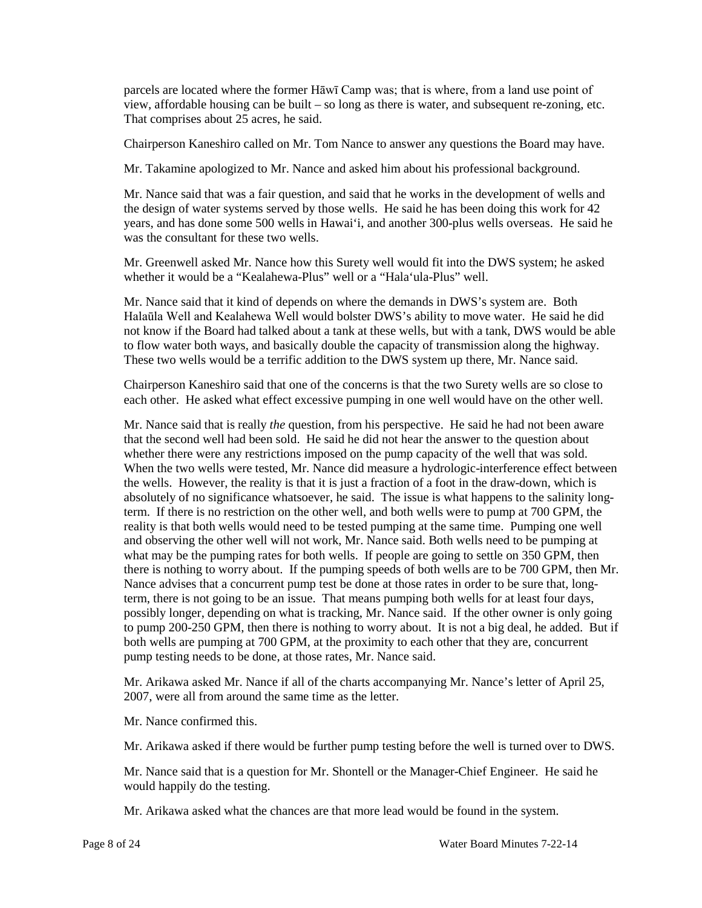parcels are located where the former Hāwī Camp was; that is where, from a land use point of view, affordable housing can be built – so long as there is water, and subsequent re-zoning, etc. That comprises about 25 acres, he said.

Chairperson Kaneshiro called on Mr. Tom Nance to answer any questions the Board may have.

Mr. Takamine apologized to Mr. Nance and asked him about his professional background.

Mr. Nance said that was a fair question, and said that he works in the development of wells and the design of water systems served by those wells. He said he has been doing this work for 42 years, and has done some 500 wells in Hawai'i, and another 300-plus wells overseas. He said he was the consultant for these two wells.

Mr. Greenwell asked Mr. Nance how this Surety well would fit into the DWS system; he asked whether it would be a "Kealahewa-Plus" well or a "Hala'ula-Plus" well.

Mr. Nance said that it kind of depends on where the demands in DWS's system are. Both Halaūla Well and Kealahewa Well would bolster DWS's ability to move water. He said he did not know if the Board had talked about a tank at these wells, but with a tank, DWS would be able to flow water both ways, and basically double the capacity of transmission along the highway. These two wells would be a terrific addition to the DWS system up there, Mr. Nance said.

Chairperson Kaneshiro said that one of the concerns is that the two Surety wells are so close to each other. He asked what effect excessive pumping in one well would have on the other well.

Mr. Nance said that is really *the* question, from his perspective. He said he had not been aware that the second well had been sold. He said he did not hear the answer to the question about whether there were any restrictions imposed on the pump capacity of the well that was sold. When the two wells were tested, Mr. Nance did measure a hydrologic-interference effect between the wells. However, the reality is that it is just a fraction of a foot in the draw-down, which is absolutely of no significance whatsoever, he said. The issue is what happens to the salinity long-term. If there is no restriction on the other well, and both wells were to pump at 700 GPM, the reality is that both wells would need to be tested pumping at the same time. Pumping one well and observing the other well will not work, Mr. Nance said. Both wells need to be pumping at what may be the pumping rates for both wells. If people are going to settle on 350 GPM, then there is nothing to worry about. If the pumping speeds of both wells are to be 700 GPM, then Mr. Nance advises that a concurrent pump test be done at those rates in order to be sure that, long-term, there is not going to be an issue. That means pumping both wells for at least four days, possibly longer, depending on what is tracking, Mr. Nance said. If the other owner is only going to pump 200-250 GPM, then there is nothing to worry about. It is not a big deal, he added. But if both wells are pumping at 700 GPM, at the proximity to each other that they are, concurrent pump testing needs to be done, at those rates, Mr. Nance said.

Mr. Arikawa asked Mr. Nance if all of the charts accompanying Mr. Nance's letter of April 25, 2007, were all from around the same time as the letter.

Mr. Nance confirmed this.

Mr. Arikawa asked if there would be further pump testing before the well is turned over to DWS.

Mr. Nance said that is a question for Mr. Shontell or the Manager-Chief Engineer. He said he would happily do the testing.

Mr. Arikawa asked what the chances are that more lead would be found in the system.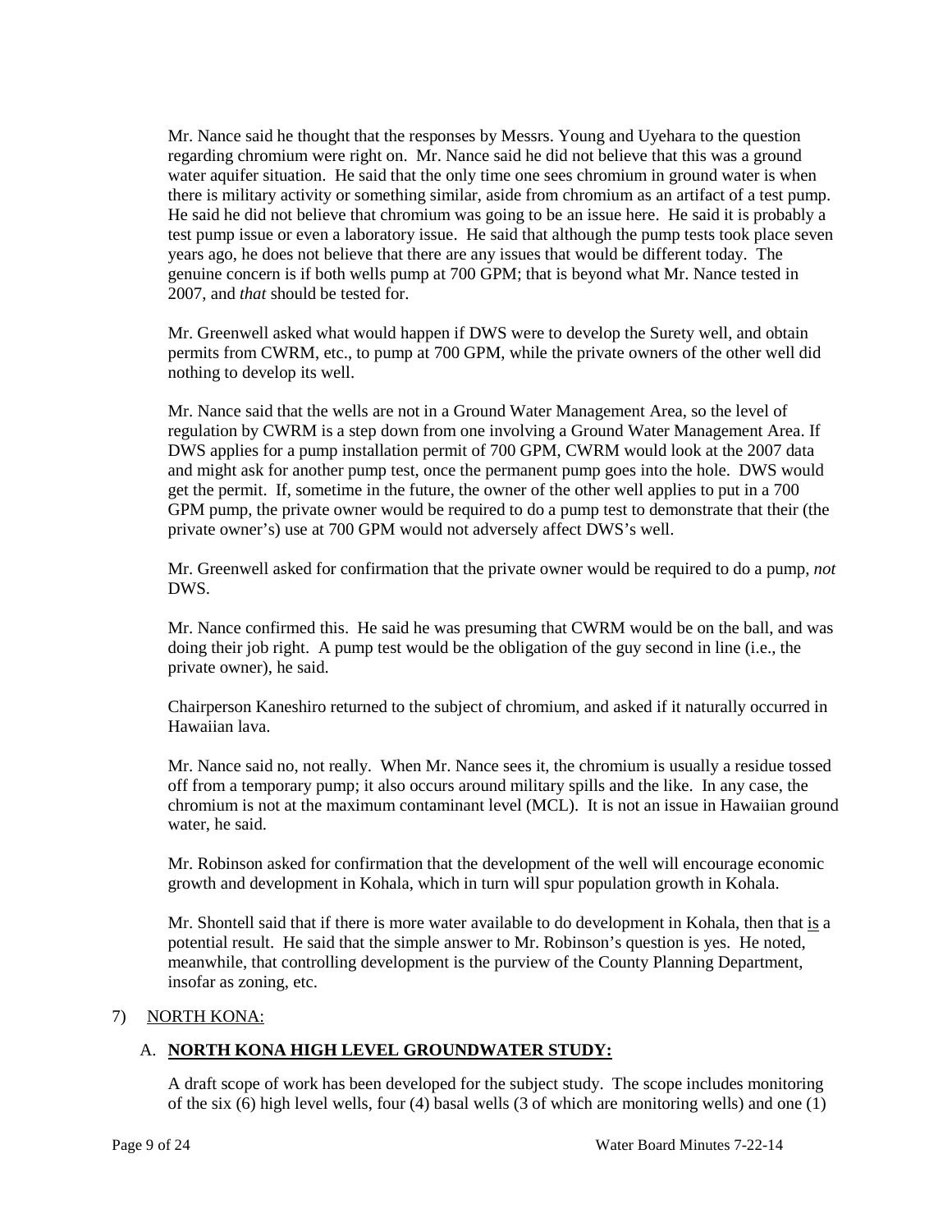Mr. Nance said he thought that the responses by Messrs. Young and Uyehara to the question regarding chromium were right on. Mr. Nance said he did not believe that this was a ground water aquifer situation. He said that the only time one sees chromium in ground water is when there is military activity or something similar, aside from chromium as an artifact of a test pump. He said he did not believe that chromium was going to be an issue here. He said it is probably a test pump issue or even a laboratory issue. He said that although the pump tests took place seven years ago, he does not believe that there are any issues that would be different today. The genuine concern is if both wells pump at 700 GPM; that is beyond what Mr. Nance tested in 2007, and *that* should be tested for.

Mr. Greenwell asked what would happen if DWS were to develop the Surety well, and obtain permits from CWRM, etc., to pump at 700 GPM, while the private owners of the other well did nothing to develop its well.

Mr. Nance said that the wells are not in a Ground Water Management Area, so the level of regulation by CWRM is a step down from one involving a Ground Water Management Area. If DWS applies for a pump installation permit of 700 GPM, CWRM would look at the 2007 data and might ask for another pump test, once the permanent pump goes into the hole. DWS would get the permit. If, sometime in the future, the owner of the other well applies to put in a 700 GPM pump, the private owner would be required to do a pump test to demonstrate that their (the private owner's) use at 700 GPM would not adversely affect DWS's well.

Mr. Greenwell asked for confirmation that the private owner would be required to do a pump, *not* DWS.

Mr. Nance confirmed this. He said he was presuming that CWRM would be on the ball, and was doing their job right. A pump test would be the obligation of the guy second in line (i.e., the private owner), he said.

Chairperson Kaneshiro returned to the subject of chromium, and asked if it naturally occurred in Hawaiian lava.

Mr. Nance said no, not really. When Mr. Nance sees it, the chromium is usually a residue tossed off from a temporary pump; it also occurs around military spills and the like. In any case, the chromium is not at the maximum contaminant level (MCL). It is not an issue in Hawaiian ground water, he said.

Mr. Robinson asked for confirmation that the development of the well will encourage economic growth and development in Kohala, which in turn will spur population growth in Kohala.

Mr. Shontell said that if there is more water available to do development in Kohala, then that is a potential result. He said that the simple answer to Mr. Robinson's question is yes. He noted, meanwhile, that controlling development is the purview of the County Planning Department, insofar as zoning, etc.

7) NORTH KONA:

A. **NORTH KONA HIGH LEVEL GROUNDWATER STUDY:**

A draft scope of work has been developed for the subject study. The scope includes monitoring of the six (6) high level wells, four (4) basal wells (3 of which are monitoring wells) and one (1)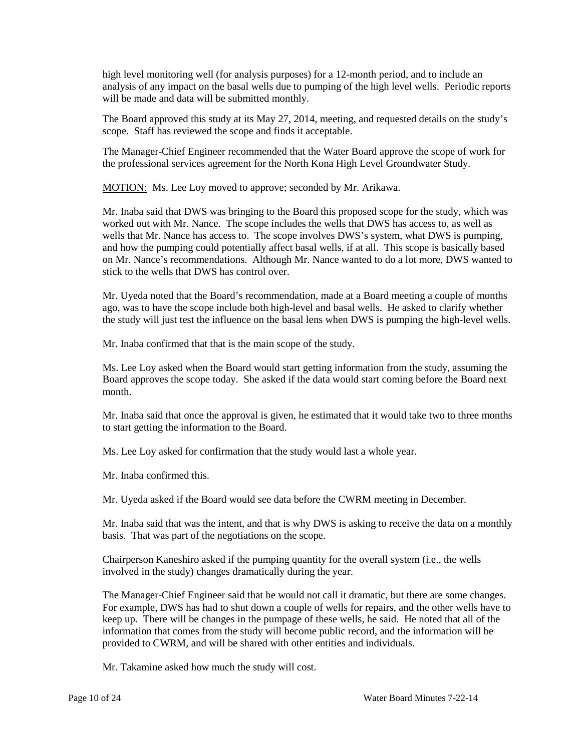high level monitoring well (for analysis purposes) for a 12-month period, and to include an analysis of any impact on the basal wells due to pumping of the high level wells. Periodic reports will be made and data will be submitted monthly.

The Board approved this study at its May 27, 2014, meeting, and requested details on the study's scope. Staff has reviewed the scope and finds it acceptable.

The Manager-Chief Engineer recommended that the Water Board approve the scope of work for the professional services agreement for the North Kona High Level Groundwater Study.

MOTION: Ms. Lee Loy moved to approve; seconded by Mr. Arikawa.

Mr. Inaba said that DWS was bringing to the Board this proposed scope for the study, which was worked out with Mr. Nance. The scope includes the wells that DWS has access to, as well as wells that Mr. Nance has access to. The scope involves DWS's system, what DWS is pumping, and how the pumping could potentially affect basal wells, if at all. This scope is basically based on Mr. Nance's recommendations. Although Mr. Nance wanted to do a lot more, DWS wanted to stick to the wells that DWS has control over.

Mr. Uyeda noted that the Board's recommendation, made at a Board meeting a couple of months ago, was to have the scope include both high-level and basal wells. He asked to clarify whether the study will just test the influence on the basal lens when DWS is pumping the high-level wells.

Mr. Inaba confirmed that that is the main scope of the study.

Ms. Lee Loy asked when the Board would start getting information from the study, assuming the Board approves the scope today. She asked if the data would start coming before the Board next month.

Mr. Inaba said that once the approval is given, he estimated that it would take two to three months to start getting the information to the Board.

Ms. Lee Loy asked for confirmation that the study would last a whole year.

Mr. Inaba confirmed this.

Mr. Uyeda asked if the Board would see data before the CWRM meeting in December.

Mr. Inaba said that was the intent, and that is why DWS is asking to receive the data on a monthly basis. That was part of the negotiations on the scope.

Chairperson Kaneshiro asked if the pumping quantity for the overall system (i.e., the wells involved in the study) changes dramatically during the year.

The Manager-Chief Engineer said that he would not call it dramatic, but there are some changes. For example, DWS has had to shut down a couple of wells for repairs, and the other wells have to keep up. There will be changes in the pumpage of these wells, he said. He noted that all of the information that comes from the study will become public record, and the information will be provided to CWRM, and will be shared with other entities and individuals.

Mr. Takamine asked how much the study will cost.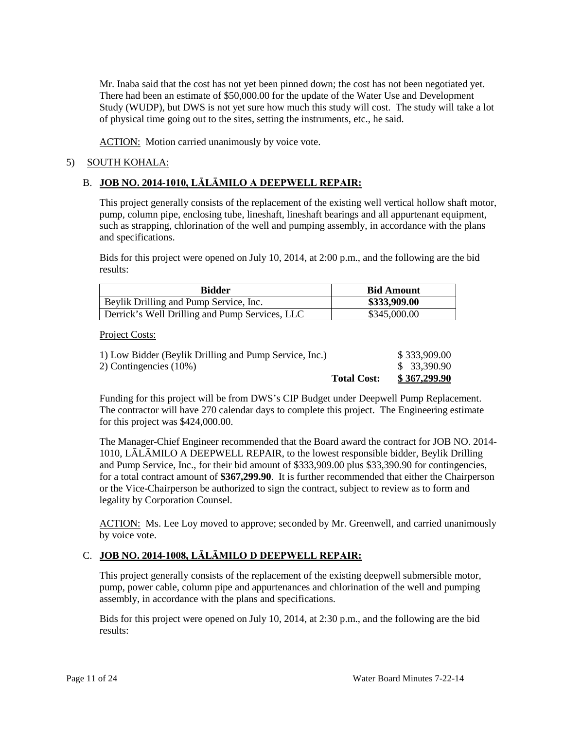Mr. Inaba said that the cost has not yet been pinned down; the cost has not been negotiated yet. There had been an estimate of $50,000.00 for the update of the Water Use and Development Study (WUDP), but DWS is not yet sure how much this study will cost. The study will take a lot of physical time going out to the sites, setting the instruments, etc., he said.

ACTION: Motion carried unanimously by voice vote.

5) SOUTH KOHALA:

## B. JOB NO. 2014-1010, LĀLĀMILO A DEEPWELL REPAIR:

This project generally consists of the replacement of the existing well vertical hollow shaft motor, pump, column pipe, enclosing tube, lineshaft, lineshaft bearings and all appurtenant equipment, such as strapping, chlorination of the well and pumping assembly, in accordance with the plans and specifications.

Bids for this project were opened on July 10, 2014, at 2:00 p.m., and the following are the bid results:

| Bidder | Bid Amount |
|---|---|
| Beylik Drilling and Pump Service, Inc. | **$333,909.00** |
| Derrick's Well Drilling and Pump Services, LLC | $345,000.00 |

Project Costs:

| | | |
|---|---|---|
| 1) Low Bidder (Beylik Drilling and Pump Service, Inc.) | | $ 333,909.00 |
| 2) Contingencies (10%) | | $ 33,390.90 |
| | **Total Cost:** | **$ 367,299.90** |

Funding for this project will be from DWS's CIP Budget under Deepwell Pump Replacement. The contractor will have 270 calendar days to complete this project. The Engineering estimate for this project was $424,000.00.

The Manager-Chief Engineer recommended that the Board award the contract for JOB NO. 2014-1010, LĀLĀMILO A DEEPWELL REPAIR, to the lowest responsible bidder, Beylik Drilling and Pump Service, Inc., for their bid amount of $333,909.00 plus $33,390.90 for contingencies, for a total contract amount of **$367,299.90**. It is further recommended that either the Chairperson or the Vice-Chairperson be authorized to sign the contract, subject to review as to form and legality by Corporation Counsel.

ACTION: Ms. Lee Loy moved to approve; seconded by Mr. Greenwell, and carried unanimously by voice vote.

## C. JOB NO. 2014-1008, LĀLĀMILO D DEEPWELL REPAIR:

This project generally consists of the replacement of the existing deepwell submersible motor, pump, power cable, column pipe and appurtenances and chlorination of the well and pumping assembly, in accordance with the plans and specifications.

Bids for this project were opened on July 10, 2014, at 2:30 p.m., and the following are the bid results: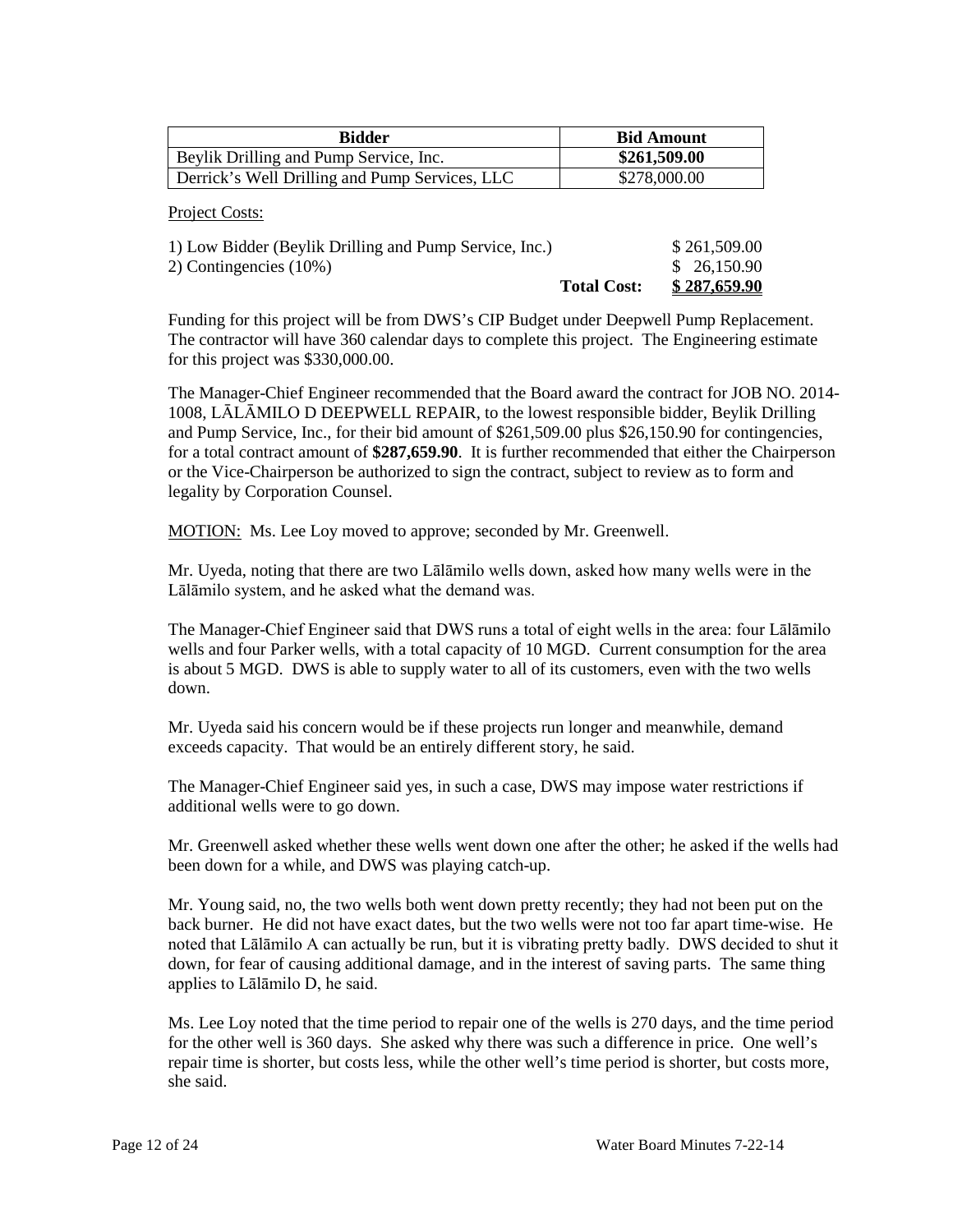| Bidder | Bid Amount |
|---|---|
| Beylik Drilling and Pump Service, Inc. | **$261,509.00** |
| Derrick's Well Drilling and Pump Services, LLC | $278,000.00 |

Project Costs:

| | | |
|---|---|---|
| 1) Low Bidder (Beylik Drilling and Pump Service, Inc.) | | $ 261,509.00 |
| 2) Contingencies (10%) | | $ 26,150.90 |
| | **Total Cost:** | **$ 287,659.90** |

Funding for this project will be from DWS's CIP Budget under Deepwell Pump Replacement. The contractor will have 360 calendar days to complete this project. The Engineering estimate for this project was $330,000.00.

The Manager-Chief Engineer recommended that the Board award the contract for JOB NO. 2014-1008, LĀLĀMILO D DEEPWELL REPAIR, to the lowest responsible bidder, Beylik Drilling and Pump Service, Inc., for their bid amount of $261,509.00 plus $26,150.90 for contingencies, for a total contract amount of **$287,659.90**. It is further recommended that either the Chairperson or the Vice-Chairperson be authorized to sign the contract, subject to review as to form and legality by Corporation Counsel.

MOTION: Ms. Lee Loy moved to approve; seconded by Mr. Greenwell.

Mr. Uyeda, noting that there are two Lālāmilo wells down, asked how many wells were in the Lālāmilo system, and he asked what the demand was.

The Manager-Chief Engineer said that DWS runs a total of eight wells in the area: four Lālāmilo wells and four Parker wells, with a total capacity of 10 MGD. Current consumption for the area is about 5 MGD. DWS is able to supply water to all of its customers, even with the two wells down.

Mr. Uyeda said his concern would be if these projects run longer and meanwhile, demand exceeds capacity. That would be an entirely different story, he said.

The Manager-Chief Engineer said yes, in such a case, DWS may impose water restrictions if additional wells were to go down.

Mr. Greenwell asked whether these wells went down one after the other; he asked if the wells had been down for a while, and DWS was playing catch-up.

Mr. Young said, no, the two wells both went down pretty recently; they had not been put on the back burner. He did not have exact dates, but the two wells were not too far apart time-wise. He noted that Lālāmilo A can actually be run, but it is vibrating pretty badly. DWS decided to shut it down, for fear of causing additional damage, and in the interest of saving parts. The same thing applies to Lālāmilo D, he said.

Ms. Lee Loy noted that the time period to repair one of the wells is 270 days, and the time period for the other well is 360 days. She asked why there was such a difference in price. One well's repair time is shorter, but costs less, while the other well's time period is shorter, but costs more, she said.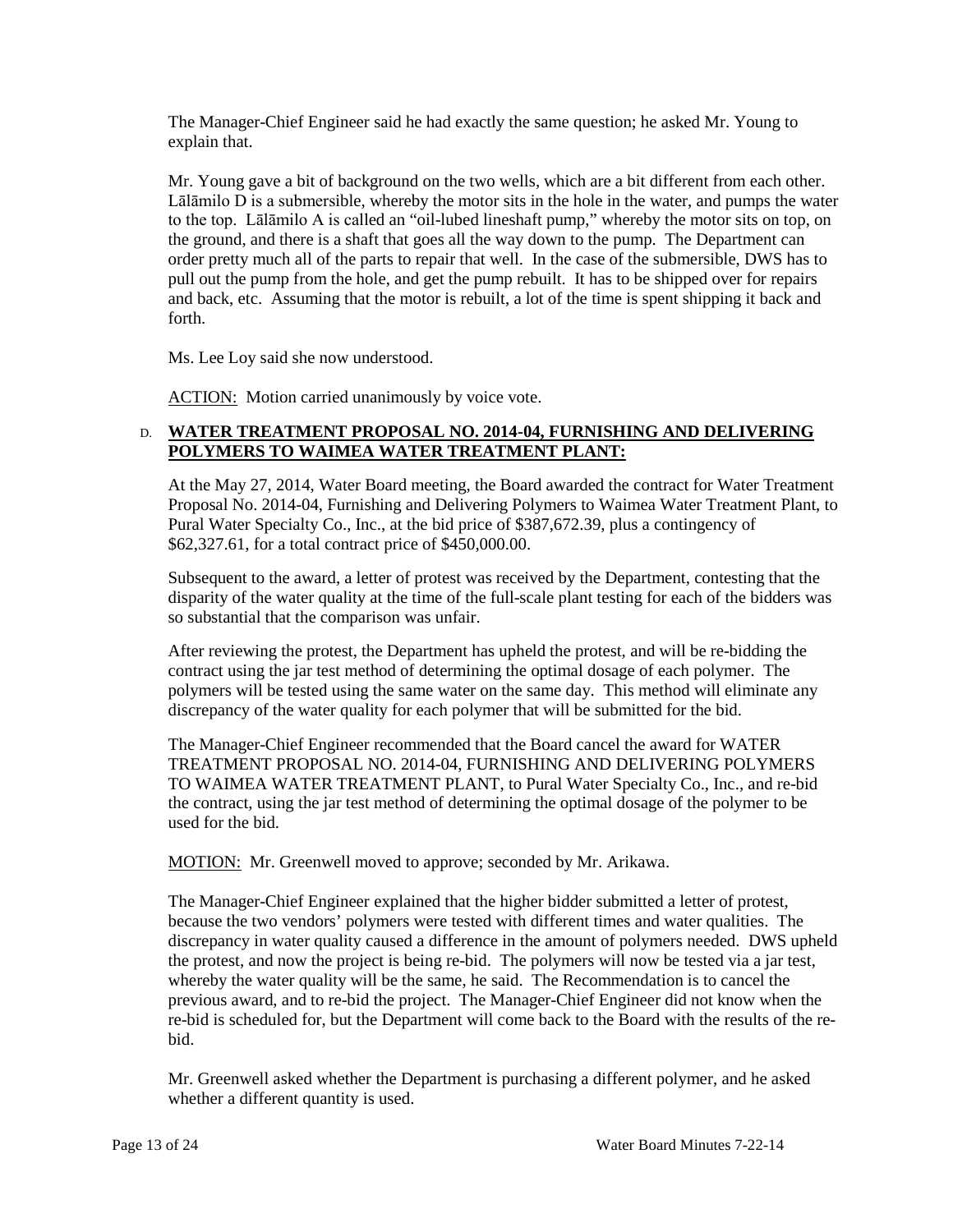The Manager-Chief Engineer said he had exactly the same question; he asked Mr. Young to explain that.

Mr. Young gave a bit of background on the two wells, which are a bit different from each other. Lālāmilo D is a submersible, whereby the motor sits in the hole in the water, and pumps the water to the top. Lālāmilo A is called an "oil-lubed lineshaft pump," whereby the motor sits on top, on the ground, and there is a shaft that goes all the way down to the pump. The Department can order pretty much all of the parts to repair that well. In the case of the submersible, DWS has to pull out the pump from the hole, and get the pump rebuilt. It has to be shipped over for repairs and back, etc. Assuming that the motor is rebuilt, a lot of the time is spent shipping it back and forth.

Ms. Lee Loy said she now understood.

ACTION: Motion carried unanimously by voice vote.

D. **WATER TREATMENT PROPOSAL NO. 2014-04, FURNISHING AND DELIVERING POLYMERS TO WAIMEA WATER TREATMENT PLANT:**

At the May 27, 2014, Water Board meeting, the Board awarded the contract for Water Treatment Proposal No. 2014-04, Furnishing and Delivering Polymers to Waimea Water Treatment Plant, to Pural Water Specialty Co., Inc., at the bid price of $387,672.39, plus a contingency of $62,327.61, for a total contract price of $450,000.00.

Subsequent to the award, a letter of protest was received by the Department, contesting that the disparity of the water quality at the time of the full-scale plant testing for each of the bidders was so substantial that the comparison was unfair.

After reviewing the protest, the Department has upheld the protest, and will be re-bidding the contract using the jar test method of determining the optimal dosage of each polymer. The polymers will be tested using the same water on the same day. This method will eliminate any discrepancy of the water quality for each polymer that will be submitted for the bid.

The Manager-Chief Engineer recommended that the Board cancel the award for WATER TREATMENT PROPOSAL NO. 2014-04, FURNISHING AND DELIVERING POLYMERS TO WAIMEA WATER TREATMENT PLANT, to Pural Water Specialty Co., Inc., and re-bid the contract, using the jar test method of determining the optimal dosage of the polymer to be used for the bid.

MOTION: Mr. Greenwell moved to approve; seconded by Mr. Arikawa.

The Manager-Chief Engineer explained that the higher bidder submitted a letter of protest, because the two vendors' polymers were tested with different times and water qualities. The discrepancy in water quality caused a difference in the amount of polymers needed. DWS upheld the protest, and now the project is being re-bid. The polymers will now be tested via a jar test, whereby the water quality will be the same, he said. The Recommendation is to cancel the previous award, and to re-bid the project. The Manager-Chief Engineer did not know when the re-bid is scheduled for, but the Department will come back to the Board with the results of the re-bid.

Mr. Greenwell asked whether the Department is purchasing a different polymer, and he asked whether a different quantity is used.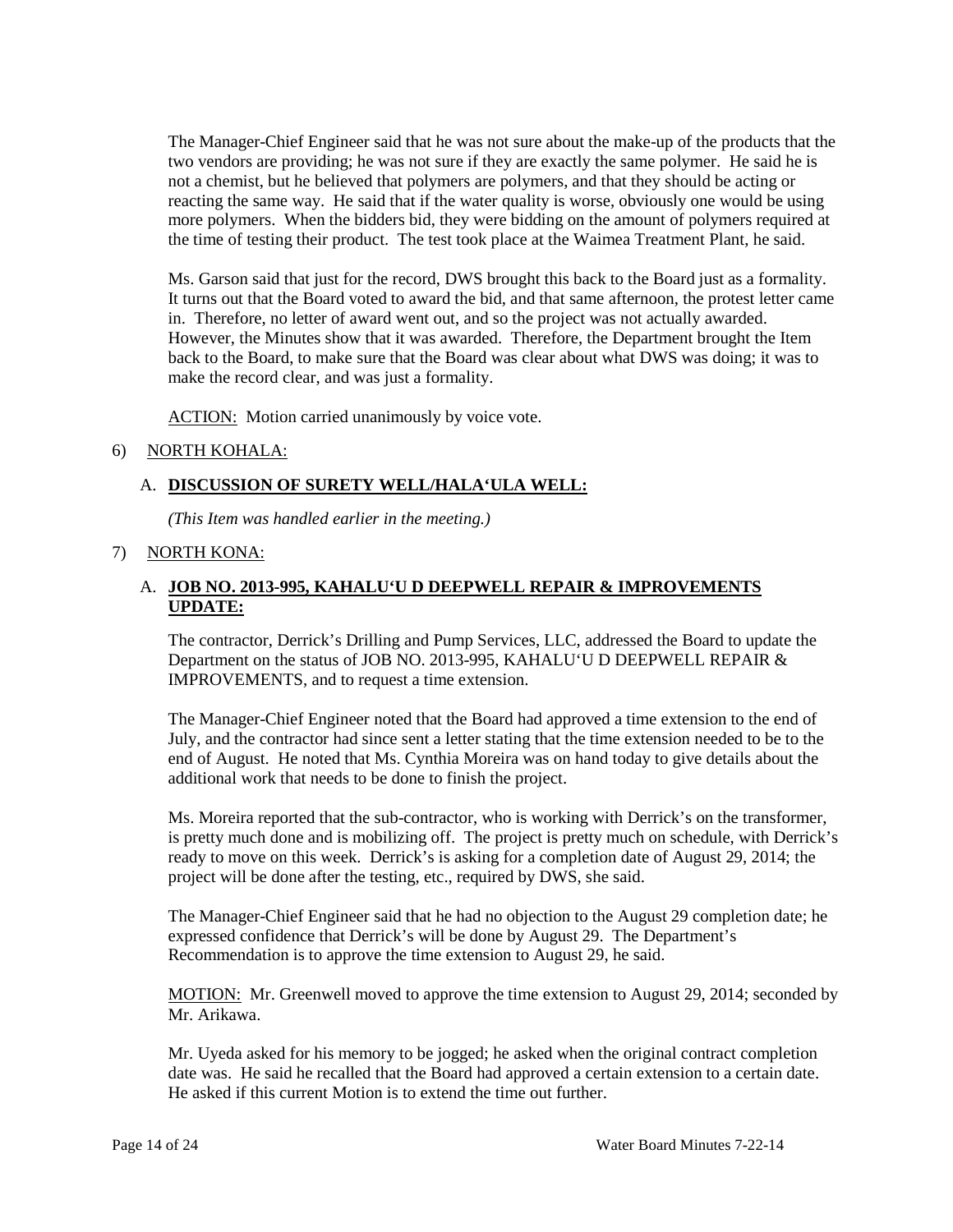The Manager-Chief Engineer said that he was not sure about the make-up of the products that the two vendors are providing; he was not sure if they are exactly the same polymer. He said he is not a chemist, but he believed that polymers are polymers, and that they should be acting or reacting the same way. He said that if the water quality is worse, obviously one would be using more polymers. When the bidders bid, they were bidding on the amount of polymers required at the time of testing their product. The test took place at the Waimea Treatment Plant, he said.

Ms. Garson said that just for the record, DWS brought this back to the Board just as a formality. It turns out that the Board voted to award the bid, and that same afternoon, the protest letter came in. Therefore, no letter of award went out, and so the project was not actually awarded. However, the Minutes show that it was awarded. Therefore, the Department brought the Item back to the Board, to make sure that the Board was clear about what DWS was doing; it was to make the record clear, and was just a formality.

ACTION: Motion carried unanimously by voice vote.

6) NORTH KOHALA:

A. **DISCUSSION OF SURETY WELL/HALA'ULA WELL:**

*(This Item was handled earlier in the meeting.)*

7) NORTH KONA:

A. **JOB NO. 2013-995, KAHALU'U D DEEPWELL REPAIR & IMPROVEMENTS UPDATE:**

The contractor, Derrick's Drilling and Pump Services, LLC, addressed the Board to update the Department on the status of JOB NO. 2013-995, KAHALU'U D DEEPWELL REPAIR & IMPROVEMENTS, and to request a time extension.

The Manager-Chief Engineer noted that the Board had approved a time extension to the end of July, and the contractor had since sent a letter stating that the time extension needed to be to the end of August. He noted that Ms. Cynthia Moreira was on hand today to give details about the additional work that needs to be done to finish the project.

Ms. Moreira reported that the sub-contractor, who is working with Derrick's on the transformer, is pretty much done and is mobilizing off. The project is pretty much on schedule, with Derrick's ready to move on this week. Derrick's is asking for a completion date of August 29, 2014; the project will be done after the testing, etc., required by DWS, she said.

The Manager-Chief Engineer said that he had no objection to the August 29 completion date; he expressed confidence that Derrick's will be done by August 29. The Department's Recommendation is to approve the time extension to August 29, he said.

MOTION: Mr. Greenwell moved to approve the time extension to August 29, 2014; seconded by Mr. Arikawa.

Mr. Uyeda asked for his memory to be jogged; he asked when the original contract completion date was. He said he recalled that the Board had approved a certain extension to a certain date. He asked if this current Motion is to extend the time out further.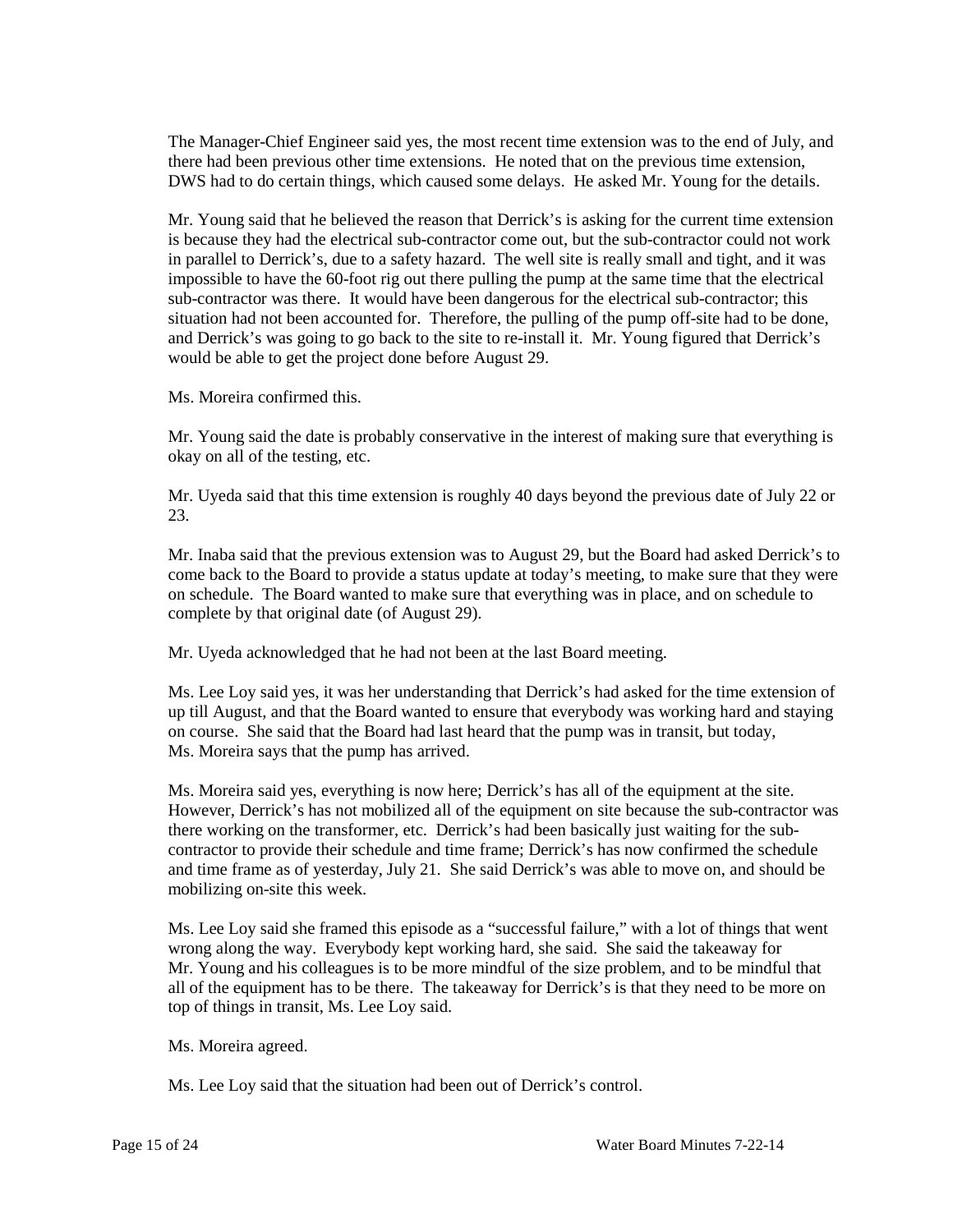The Manager-Chief Engineer said yes, the most recent time extension was to the end of July, and there had been previous other time extensions. He noted that on the previous time extension, DWS had to do certain things, which caused some delays. He asked Mr. Young for the details.

Mr. Young said that he believed the reason that Derrick's is asking for the current time extension is because they had the electrical sub-contractor come out, but the sub-contractor could not work in parallel to Derrick's, due to a safety hazard. The well site is really small and tight, and it was impossible to have the 60-foot rig out there pulling the pump at the same time that the electrical sub-contractor was there. It would have been dangerous for the electrical sub-contractor; this situation had not been accounted for. Therefore, the pulling of the pump off-site had to be done, and Derrick's was going to go back to the site to re-install it. Mr. Young figured that Derrick's would be able to get the project done before August 29.

Ms. Moreira confirmed this.

Mr. Young said the date is probably conservative in the interest of making sure that everything is okay on all of the testing, etc.

Mr. Uyeda said that this time extension is roughly 40 days beyond the previous date of July 22 or 23.

Mr. Inaba said that the previous extension was to August 29, but the Board had asked Derrick's to come back to the Board to provide a status update at today's meeting, to make sure that they were on schedule. The Board wanted to make sure that everything was in place, and on schedule to complete by that original date (of August 29).

Mr. Uyeda acknowledged that he had not been at the last Board meeting.

Ms. Lee Loy said yes, it was her understanding that Derrick's had asked for the time extension of up till August, and that the Board wanted to ensure that everybody was working hard and staying on course. She said that the Board had last heard that the pump was in transit, but today, Ms. Moreira says that the pump has arrived.

Ms. Moreira said yes, everything is now here; Derrick's has all of the equipment at the site. However, Derrick's has not mobilized all of the equipment on site because the sub-contractor was there working on the transformer, etc. Derrick's had been basically just waiting for the sub-contractor to provide their schedule and time frame; Derrick's has now confirmed the schedule and time frame as of yesterday, July 21. She said Derrick's was able to move on, and should be mobilizing on-site this week.

Ms. Lee Loy said she framed this episode as a "successful failure," with a lot of things that went wrong along the way. Everybody kept working hard, she said. She said the takeaway for Mr. Young and his colleagues is to be more mindful of the size problem, and to be mindful that all of the equipment has to be there. The takeaway for Derrick's is that they need to be more on top of things in transit, Ms. Lee Loy said.

Ms. Moreira agreed.

Ms. Lee Loy said that the situation had been out of Derrick's control.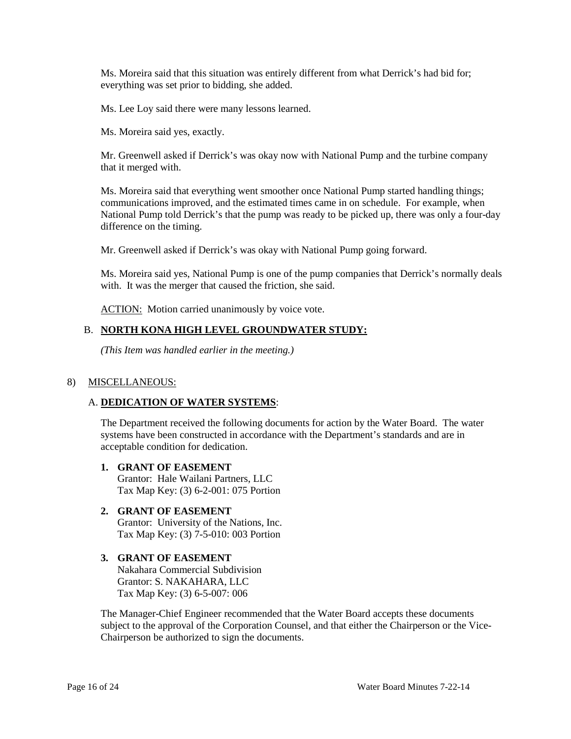Ms. Moreira said that this situation was entirely different from what Derrick's had bid for; everything was set prior to bidding, she added.

Ms. Lee Loy said there were many lessons learned.

Ms. Moreira said yes, exactly.

Mr. Greenwell asked if Derrick's was okay now with National Pump and the turbine company that it merged with.

Ms. Moreira said that everything went smoother once National Pump started handling things; communications improved, and the estimated times came in on schedule. For example, when National Pump told Derrick's that the pump was ready to be picked up, there was only a four-day difference on the timing.

Mr. Greenwell asked if Derrick's was okay with National Pump going forward.

Ms. Moreira said yes, National Pump is one of the pump companies that Derrick's normally deals with. It was the merger that caused the friction, she said.

ACTION: Motion carried unanimously by voice vote.

B. **NORTH KONA HIGH LEVEL GROUNDWATER STUDY:**

*(This Item was handled earlier in the meeting.)*

8) MISCELLANEOUS:

A. **DEDICATION OF WATER SYSTEMS**:

The Department received the following documents for action by the Water Board. The water systems have been constructed in accordance with the Department's standards and are in acceptable condition for dedication.

**1. GRANT OF EASEMENT**
Grantor: Hale Wailani Partners, LLC
Tax Map Key: (3) 6-2-001: 075 Portion

**2. GRANT OF EASEMENT**
Grantor: University of the Nations, Inc.
Tax Map Key: (3) 7-5-010: 003 Portion

**3. GRANT OF EASEMENT**
Nakahara Commercial Subdivision
Grantor: S. NAKAHARA, LLC
Tax Map Key: (3) 6-5-007: 006

The Manager-Chief Engineer recommended that the Water Board accepts these documents subject to the approval of the Corporation Counsel, and that either the Chairperson or the Vice-Chairperson be authorized to sign the documents.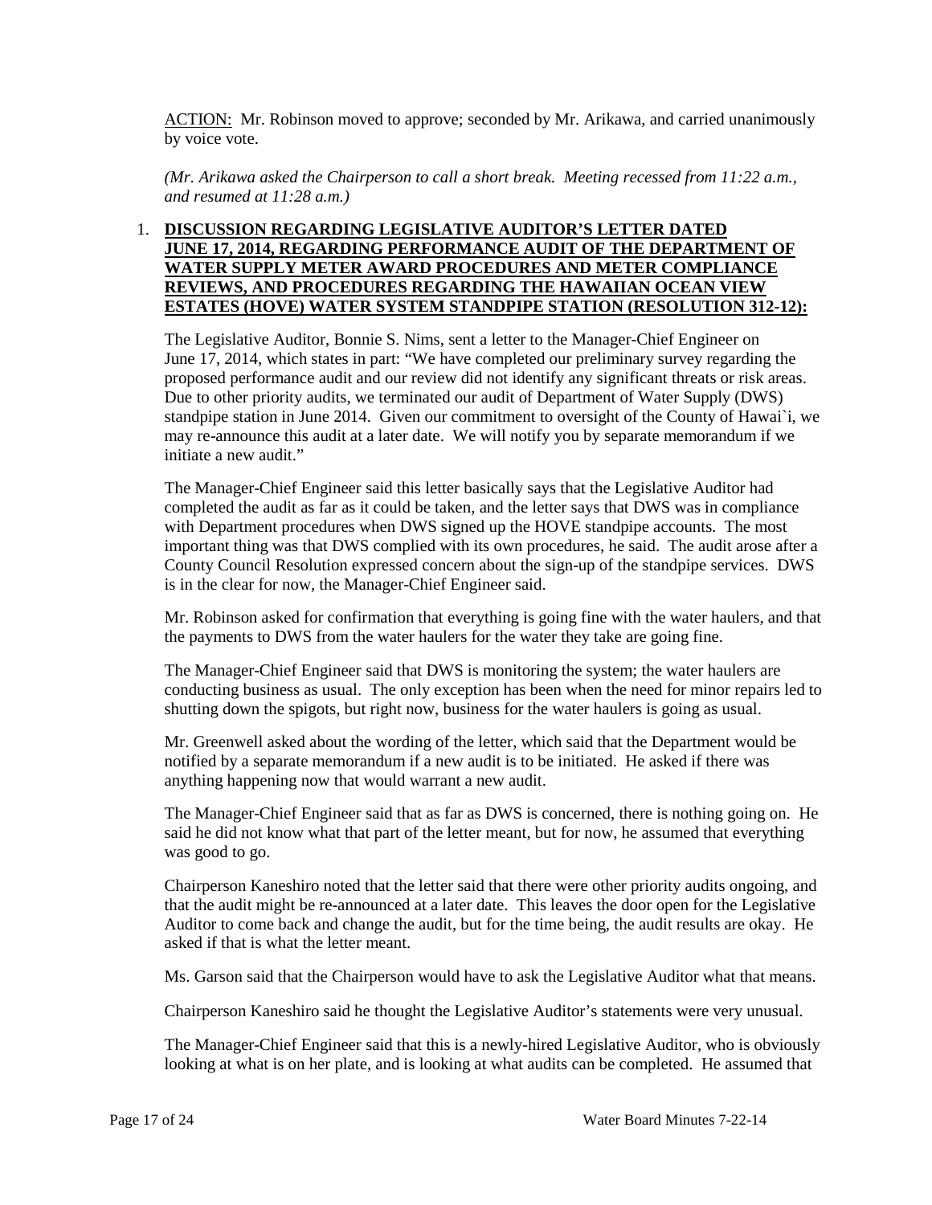ACTION: Mr. Robinson moved to approve; seconded by Mr. Arikawa, and carried unanimously by voice vote.

*(Mr. Arikawa asked the Chairperson to call a short break. Meeting recessed from 11:22 a.m., and resumed at 11:28 a.m.)*

1. **DISCUSSION REGARDING LEGISLATIVE AUDITOR'S LETTER DATED JUNE 17, 2014, REGARDING PERFORMANCE AUDIT OF THE DEPARTMENT OF WATER SUPPLY METER AWARD PROCEDURES AND METER COMPLIANCE REVIEWS, AND PROCEDURES REGARDING THE HAWAIIAN OCEAN VIEW ESTATES (HOVE) WATER SYSTEM STANDPIPE STATION (RESOLUTION 312-12):**

The Legislative Auditor, Bonnie S. Nims, sent a letter to the Manager-Chief Engineer on June 17, 2014, which states in part: "We have completed our preliminary survey regarding the proposed performance audit and our review did not identify any significant threats or risk areas. Due to other priority audits, we terminated our audit of Department of Water Supply (DWS) standpipe station in June 2014. Given our commitment to oversight of the County of Hawai`i, we may re-announce this audit at a later date. We will notify you by separate memorandum if we initiate a new audit."

The Manager-Chief Engineer said this letter basically says that the Legislative Auditor had completed the audit as far as it could be taken, and the letter says that DWS was in compliance with Department procedures when DWS signed up the HOVE standpipe accounts. The most important thing was that DWS complied with its own procedures, he said. The audit arose after a County Council Resolution expressed concern about the sign-up of the standpipe services. DWS is in the clear for now, the Manager-Chief Engineer said.

Mr. Robinson asked for confirmation that everything is going fine with the water haulers, and that the payments to DWS from the water haulers for the water they take are going fine.

The Manager-Chief Engineer said that DWS is monitoring the system; the water haulers are conducting business as usual. The only exception has been when the need for minor repairs led to shutting down the spigots, but right now, business for the water haulers is going as usual.

Mr. Greenwell asked about the wording of the letter, which said that the Department would be notified by a separate memorandum if a new audit is to be initiated. He asked if there was anything happening now that would warrant a new audit.

The Manager-Chief Engineer said that as far as DWS is concerned, there is nothing going on. He said he did not know what that part of the letter meant, but for now, he assumed that everything was good to go.

Chairperson Kaneshiro noted that the letter said that there were other priority audits ongoing, and that the audit might be re-announced at a later date. This leaves the door open for the Legislative Auditor to come back and change the audit, but for the time being, the audit results are okay. He asked if that is what the letter meant.

Ms. Garson said that the Chairperson would have to ask the Legislative Auditor what that means.

Chairperson Kaneshiro said he thought the Legislative Auditor's statements were very unusual.

The Manager-Chief Engineer said that this is a newly-hired Legislative Auditor, who is obviously looking at what is on her plate, and is looking at what audits can be completed. He assumed that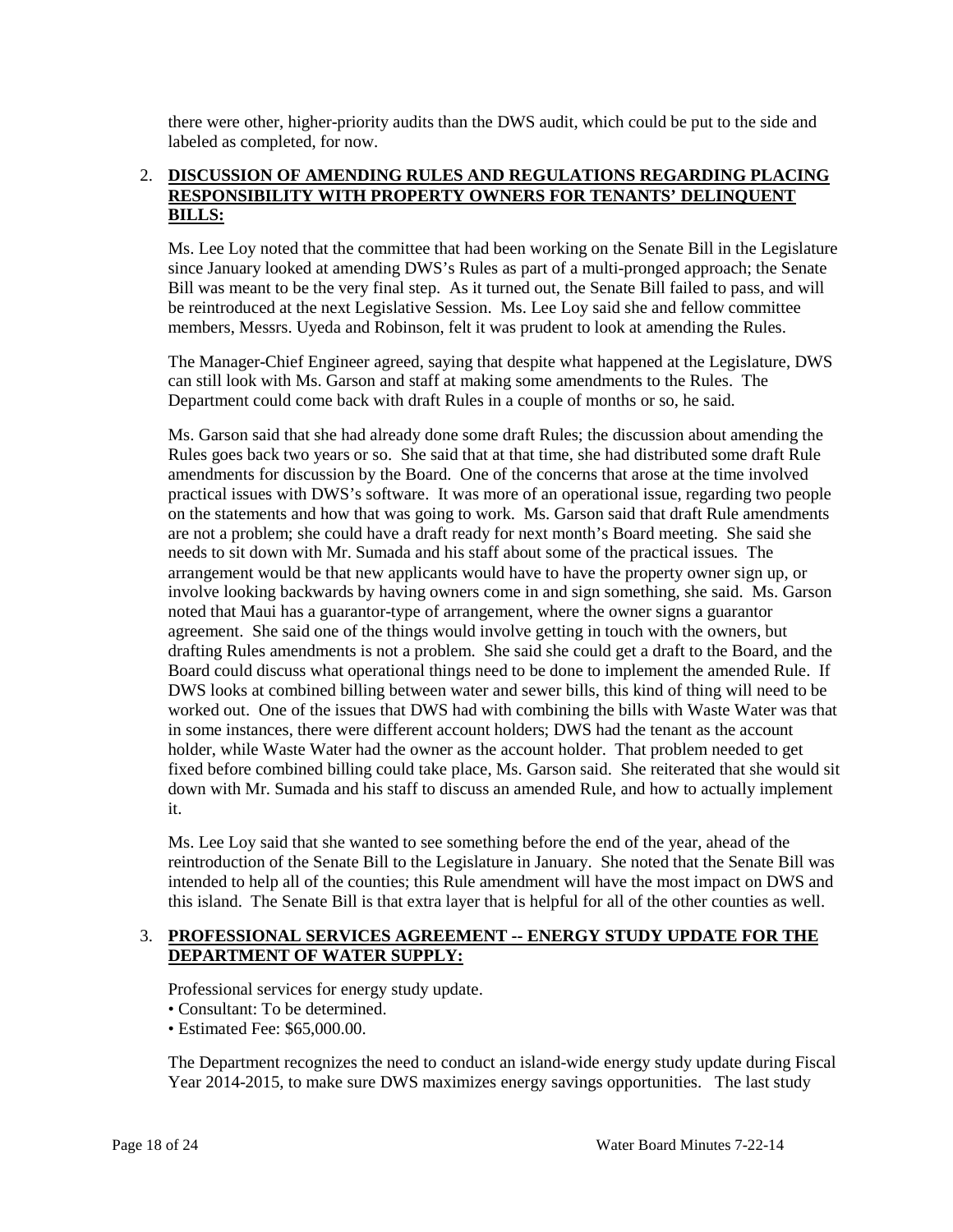there were other, higher-priority audits than the DWS audit, which could be put to the side and labeled as completed, for now.

2. **DISCUSSION OF AMENDING RULES AND REGULATIONS REGARDING PLACING RESPONSIBILITY WITH PROPERTY OWNERS FOR TENANTS' DELINQUENT BILLS:**

   Ms. Lee Loy noted that the committee that had been working on the Senate Bill in the Legislature since January looked at amending DWS's Rules as part of a multi-pronged approach; the Senate Bill was meant to be the very final step. As it turned out, the Senate Bill failed to pass, and will be reintroduced at the next Legislative Session. Ms. Lee Loy said she and fellow committee members, Messrs. Uyeda and Robinson, felt it was prudent to look at amending the Rules.

   The Manager-Chief Engineer agreed, saying that despite what happened at the Legislature, DWS can still look with Ms. Garson and staff at making some amendments to the Rules. The Department could come back with draft Rules in a couple of months or so, he said.

   Ms. Garson said that she had already done some draft Rules; the discussion about amending the Rules goes back two years or so. She said that at that time, she had distributed some draft Rule amendments for discussion by the Board. One of the concerns that arose at the time involved practical issues with DWS's software. It was more of an operational issue, regarding two people on the statements and how that was going to work. Ms. Garson said that draft Rule amendments are not a problem; she could have a draft ready for next month's Board meeting. She said she needs to sit down with Mr. Sumada and his staff about some of the practical issues. The arrangement would be that new applicants would have to have the property owner sign up, or involve looking backwards by having owners come in and sign something, she said. Ms. Garson noted that Maui has a guarantor-type of arrangement, where the owner signs a guarantor agreement. She said one of the things would involve getting in touch with the owners, but drafting Rules amendments is not a problem. She said she could get a draft to the Board, and the Board could discuss what operational things need to be done to implement the amended Rule. If DWS looks at combined billing between water and sewer bills, this kind of thing will need to be worked out. One of the issues that DWS had with combining the bills with Waste Water was that in some instances, there were different account holders; DWS had the tenant as the account holder, while Waste Water had the owner as the account holder. That problem needed to get fixed before combined billing could take place, Ms. Garson said. She reiterated that she would sit down with Mr. Sumada and his staff to discuss an amended Rule, and how to actually implement it.

   Ms. Lee Loy said that she wanted to see something before the end of the year, ahead of the reintroduction of the Senate Bill to the Legislature in January. She noted that the Senate Bill was intended to help all of the counties; this Rule amendment will have the most impact on DWS and this island. The Senate Bill is that extra layer that is helpful for all of the other counties as well.

3. **PROFESSIONAL SERVICES AGREEMENT -- ENERGY STUDY UPDATE FOR THE DEPARTMENT OF WATER SUPPLY:**

   Professional services for energy study update.
   - Consultant: To be determined.
   - Estimated Fee: $65,000.00.

   The Department recognizes the need to conduct an island-wide energy study update during Fiscal Year 2014-2015, to make sure DWS maximizes energy savings opportunities. The last study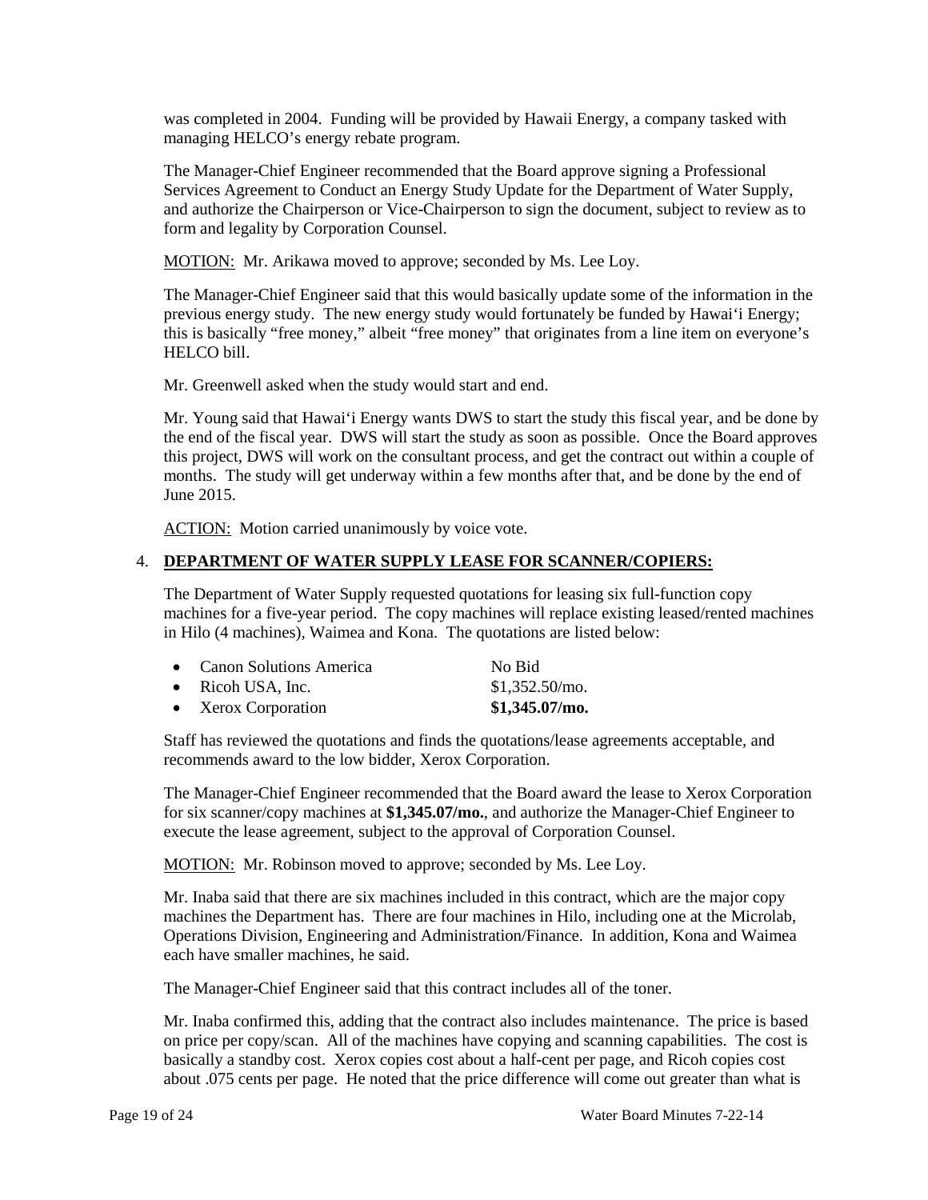was completed in 2004. Funding will be provided by Hawaii Energy, a company tasked with managing HELCO's energy rebate program.

The Manager-Chief Engineer recommended that the Board approve signing a Professional Services Agreement to Conduct an Energy Study Update for the Department of Water Supply, and authorize the Chairperson or Vice-Chairperson to sign the document, subject to review as to form and legality by Corporation Counsel.

MOTION: Mr. Arikawa moved to approve; seconded by Ms. Lee Loy.

The Manager-Chief Engineer said that this would basically update some of the information in the previous energy study. The new energy study would fortunately be funded by Hawai'i Energy; this is basically "free money," albeit "free money" that originates from a line item on everyone's HELCO bill.

Mr. Greenwell asked when the study would start and end.

Mr. Young said that Hawai'i Energy wants DWS to start the study this fiscal year, and be done by the end of the fiscal year. DWS will start the study as soon as possible. Once the Board approves this project, DWS will work on the consultant process, and get the contract out within a couple of months. The study will get underway within a few months after that, and be done by the end of June 2015.

ACTION: Motion carried unanimously by voice vote.

4. **DEPARTMENT OF WATER SUPPLY LEASE FOR SCANNER/COPIERS:**

The Department of Water Supply requested quotations for leasing six full-function copy machines for a five-year period. The copy machines will replace existing leased/rented machines in Hilo (4 machines), Waimea and Kona. The quotations are listed below:

- Canon Solutions America — No Bid
- Ricoh USA, Inc. — $1,352.50/mo.
- Xerox Corporation — **$1,345.07/mo.**

Staff has reviewed the quotations and finds the quotations/lease agreements acceptable, and recommends award to the low bidder, Xerox Corporation.

The Manager-Chief Engineer recommended that the Board award the lease to Xerox Corporation for six scanner/copy machines at **$1,345.07/mo.**, and authorize the Manager-Chief Engineer to execute the lease agreement, subject to the approval of Corporation Counsel.

MOTION: Mr. Robinson moved to approve; seconded by Ms. Lee Loy.

Mr. Inaba said that there are six machines included in this contract, which are the major copy machines the Department has. There are four machines in Hilo, including one at the Microlab, Operations Division, Engineering and Administration/Finance. In addition, Kona and Waimea each have smaller machines, he said.

The Manager-Chief Engineer said that this contract includes all of the toner.

Mr. Inaba confirmed this, adding that the contract also includes maintenance. The price is based on price per copy/scan. All of the machines have copying and scanning capabilities. The cost is basically a standby cost. Xerox copies cost about a half-cent per page, and Ricoh copies cost about .075 cents per page. He noted that the price difference will come out greater than what is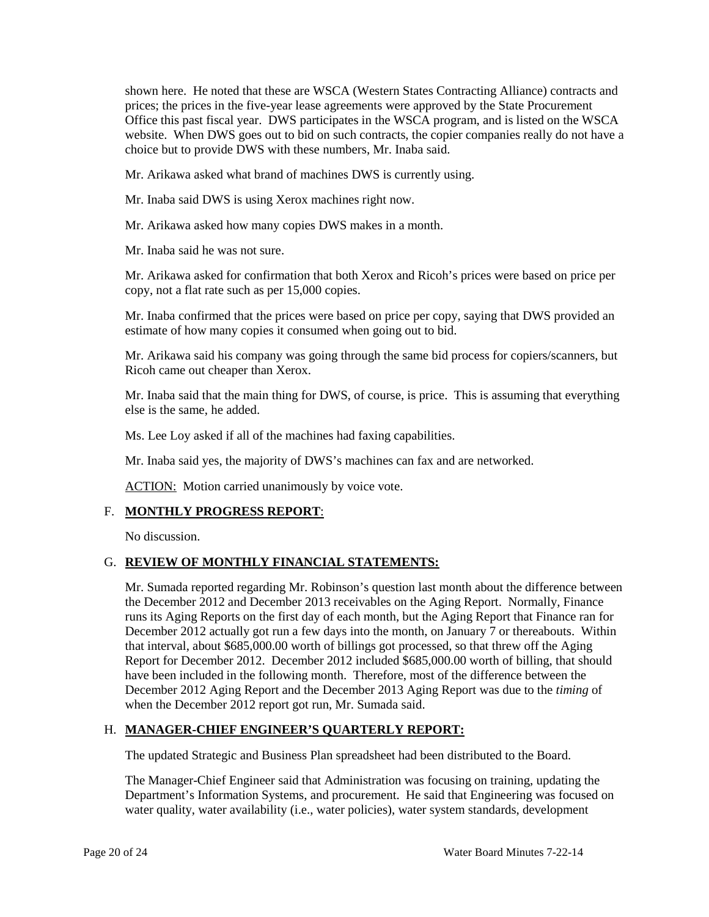shown here. He noted that these are WSCA (Western States Contracting Alliance) contracts and prices; the prices in the five-year lease agreements were approved by the State Procurement Office this past fiscal year. DWS participates in the WSCA program, and is listed on the WSCA website. When DWS goes out to bid on such contracts, the copier companies really do not have a choice but to provide DWS with these numbers, Mr. Inaba said.

Mr. Arikawa asked what brand of machines DWS is currently using.

Mr. Inaba said DWS is using Xerox machines right now.

Mr. Arikawa asked how many copies DWS makes in a month.

Mr. Inaba said he was not sure.

Mr. Arikawa asked for confirmation that both Xerox and Ricoh's prices were based on price per copy, not a flat rate such as per 15,000 copies.

Mr. Inaba confirmed that the prices were based on price per copy, saying that DWS provided an estimate of how many copies it consumed when going out to bid.

Mr. Arikawa said his company was going through the same bid process for copiers/scanners, but Ricoh came out cheaper than Xerox.

Mr. Inaba said that the main thing for DWS, of course, is price. This is assuming that everything else is the same, he added.

Ms. Lee Loy asked if all of the machines had faxing capabilities.

Mr. Inaba said yes, the majority of DWS's machines can fax and are networked.

ACTION: Motion carried unanimously by voice vote.

## F. MONTHLY PROGRESS REPORT:

No discussion.

## G. REVIEW OF MONTHLY FINANCIAL STATEMENTS:

Mr. Sumada reported regarding Mr. Robinson's question last month about the difference between the December 2012 and December 2013 receivables on the Aging Report. Normally, Finance runs its Aging Reports on the first day of each month, but the Aging Report that Finance ran for December 2012 actually got run a few days into the month, on January 7 or thereabouts. Within that interval, about $685,000.00 worth of billings got processed, so that threw off the Aging Report for December 2012. December 2012 included $685,000.00 worth of billing, that should have been included in the following month. Therefore, most of the difference between the December 2012 Aging Report and the December 2013 Aging Report was due to the *timing* of when the December 2012 report got run, Mr. Sumada said.

## H. MANAGER-CHIEF ENGINEER'S QUARTERLY REPORT:

The updated Strategic and Business Plan spreadsheet had been distributed to the Board.

The Manager-Chief Engineer said that Administration was focusing on training, updating the Department's Information Systems, and procurement. He said that Engineering was focused on water quality, water availability (i.e., water policies), water system standards, development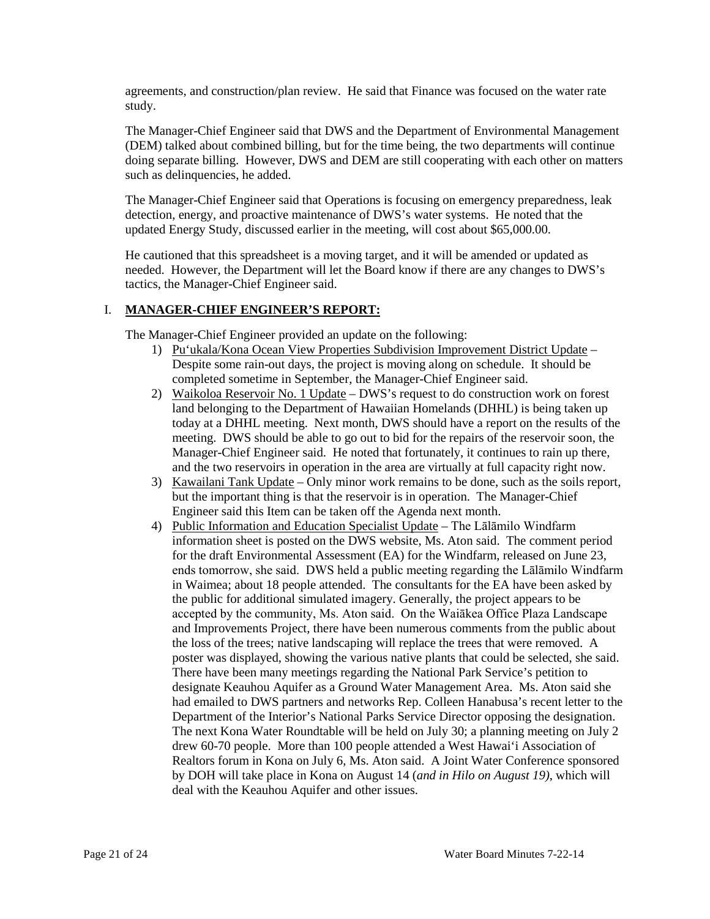agreements, and construction/plan review. He said that Finance was focused on the water rate study.

The Manager-Chief Engineer said that DWS and the Department of Environmental Management (DEM) talked about combined billing, but for the time being, the two departments will continue doing separate billing. However, DWS and DEM are still cooperating with each other on matters such as delinquencies, he added.

The Manager-Chief Engineer said that Operations is focusing on emergency preparedness, leak detection, energy, and proactive maintenance of DWS's water systems. He noted that the updated Energy Study, discussed earlier in the meeting, will cost about $65,000.00.

He cautioned that this spreadsheet is a moving target, and it will be amended or updated as needed. However, the Department will let the Board know if there are any changes to DWS's tactics, the Manager-Chief Engineer said.

## I. **MANAGER-CHIEF ENGINEER'S REPORT:**

The Manager-Chief Engineer provided an update on the following:

1) Pu'ukala/Kona Ocean View Properties Subdivision Improvement District Update – Despite some rain-out days, the project is moving along on schedule. It should be completed sometime in September, the Manager-Chief Engineer said.
2) Waikoloa Reservoir No. 1 Update – DWS's request to do construction work on forest land belonging to the Department of Hawaiian Homelands (DHHL) is being taken up today at a DHHL meeting. Next month, DWS should have a report on the results of the meeting. DWS should be able to go out to bid for the repairs of the reservoir soon, the Manager-Chief Engineer said. He noted that fortunately, it continues to rain up there, and the two reservoirs in operation in the area are virtually at full capacity right now.
3) Kawailani Tank Update – Only minor work remains to be done, such as the soils report, but the important thing is that the reservoir is in operation. The Manager-Chief Engineer said this Item can be taken off the Agenda next month.
4) Public Information and Education Specialist Update – The Lālāmilo Windfarm information sheet is posted on the DWS website, Ms. Aton said. The comment period for the draft Environmental Assessment (EA) for the Windfarm, released on June 23, ends tomorrow, she said. DWS held a public meeting regarding the Lālāmilo Windfarm in Waimea; about 18 people attended. The consultants for the EA have been asked by the public for additional simulated imagery. Generally, the project appears to be accepted by the community, Ms. Aton said. On the Waiākea Office Plaza Landscape and Improvements Project, there have been numerous comments from the public about the loss of the trees; native landscaping will replace the trees that were removed. A poster was displayed, showing the various native plants that could be selected, she said. There have been many meetings regarding the National Park Service's petition to designate Keauhou Aquifer as a Ground Water Management Area. Ms. Aton said she had emailed to DWS partners and networks Rep. Colleen Hanabusa's recent letter to the Department of the Interior's National Parks Service Director opposing the designation. The next Kona Water Roundtable will be held on July 30; a planning meeting on July 2 drew 60-70 people. More than 100 people attended a West Hawai'i Association of Realtors forum in Kona on July 6, Ms. Aton said. A Joint Water Conference sponsored by DOH will take place in Kona on August 14 (*and in Hilo on August 19)*, which will deal with the Keauhou Aquifer and other issues.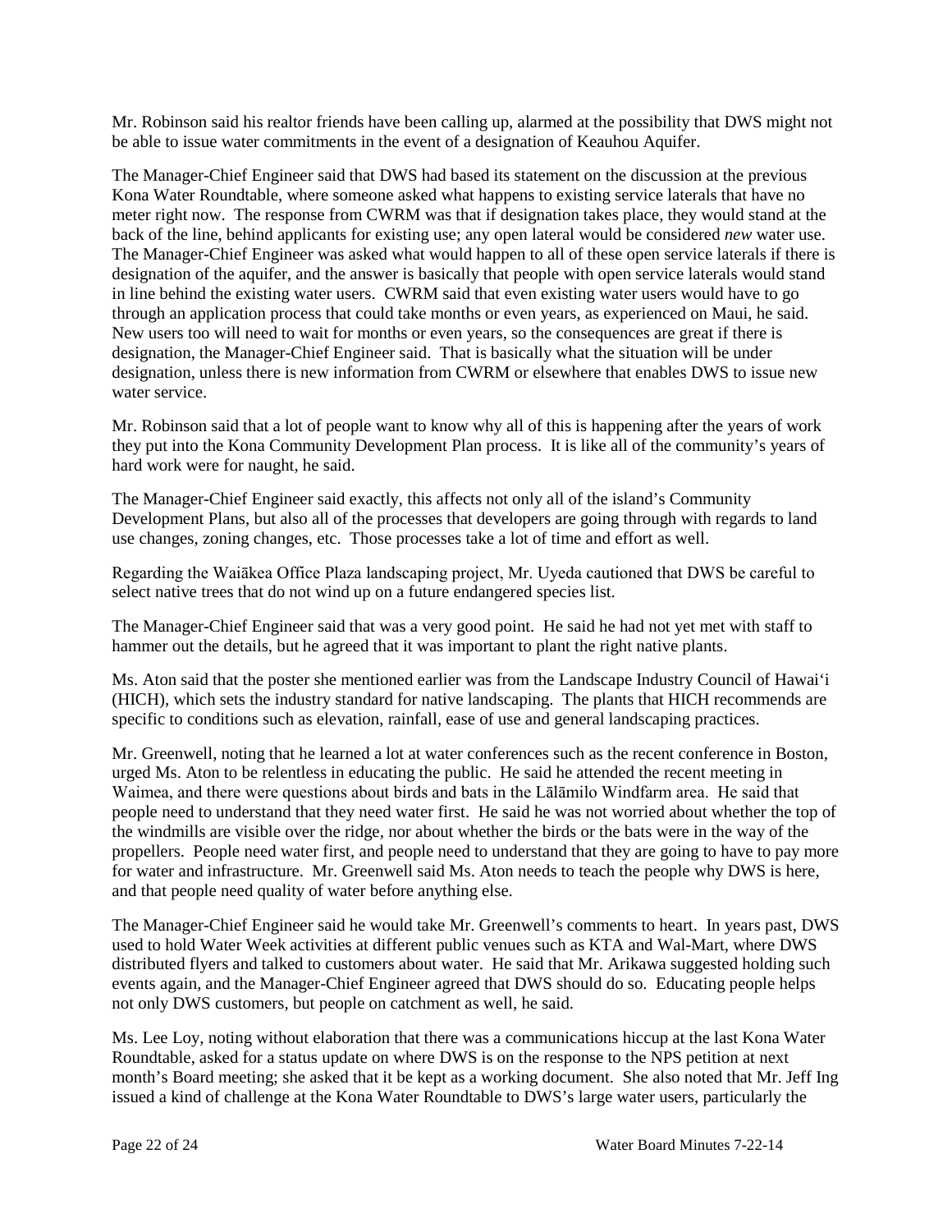Mr. Robinson said his realtor friends have been calling up, alarmed at the possibility that DWS might not be able to issue water commitments in the event of a designation of Keauhou Aquifer.

The Manager-Chief Engineer said that DWS had based its statement on the discussion at the previous Kona Water Roundtable, where someone asked what happens to existing service laterals that have no meter right now. The response from CWRM was that if designation takes place, they would stand at the back of the line, behind applicants for existing use; any open lateral would be considered *new* water use. The Manager-Chief Engineer was asked what would happen to all of these open service laterals if there is designation of the aquifer, and the answer is basically that people with open service laterals would stand in line behind the existing water users. CWRM said that even existing water users would have to go through an application process that could take months or even years, as experienced on Maui, he said. New users too will need to wait for months or even years, so the consequences are great if there is designation, the Manager-Chief Engineer said. That is basically what the situation will be under designation, unless there is new information from CWRM or elsewhere that enables DWS to issue new water service.

Mr. Robinson said that a lot of people want to know why all of this is happening after the years of work they put into the Kona Community Development Plan process. It is like all of the community's years of hard work were for naught, he said.

The Manager-Chief Engineer said exactly, this affects not only all of the island's Community Development Plans, but also all of the processes that developers are going through with regards to land use changes, zoning changes, etc. Those processes take a lot of time and effort as well.

Regarding the Waiākea Office Plaza landscaping project, Mr. Uyeda cautioned that DWS be careful to select native trees that do not wind up on a future endangered species list.

The Manager-Chief Engineer said that was a very good point. He said he had not yet met with staff to hammer out the details, but he agreed that it was important to plant the right native plants.

Ms. Aton said that the poster she mentioned earlier was from the Landscape Industry Council of Hawai'i (HICH), which sets the industry standard for native landscaping. The plants that HICH recommends are specific to conditions such as elevation, rainfall, ease of use and general landscaping practices.

Mr. Greenwell, noting that he learned a lot at water conferences such as the recent conference in Boston, urged Ms. Aton to be relentless in educating the public. He said he attended the recent meeting in Waimea, and there were questions about birds and bats in the Lālāmilo Windfarm area. He said that people need to understand that they need water first. He said he was not worried about whether the top of the windmills are visible over the ridge, nor about whether the birds or the bats were in the way of the propellers. People need water first, and people need to understand that they are going to have to pay more for water and infrastructure. Mr. Greenwell said Ms. Aton needs to teach the people why DWS is here, and that people need quality of water before anything else.

The Manager-Chief Engineer said he would take Mr. Greenwell's comments to heart. In years past, DWS used to hold Water Week activities at different public venues such as KTA and Wal-Mart, where DWS distributed flyers and talked to customers about water. He said that Mr. Arikawa suggested holding such events again, and the Manager-Chief Engineer agreed that DWS should do so. Educating people helps not only DWS customers, but people on catchment as well, he said.

Ms. Lee Loy, noting without elaboration that there was a communications hiccup at the last Kona Water Roundtable, asked for a status update on where DWS is on the response to the NPS petition at next month's Board meeting; she asked that it be kept as a working document. She also noted that Mr. Jeff Ing issued a kind of challenge at the Kona Water Roundtable to DWS's large water users, particularly the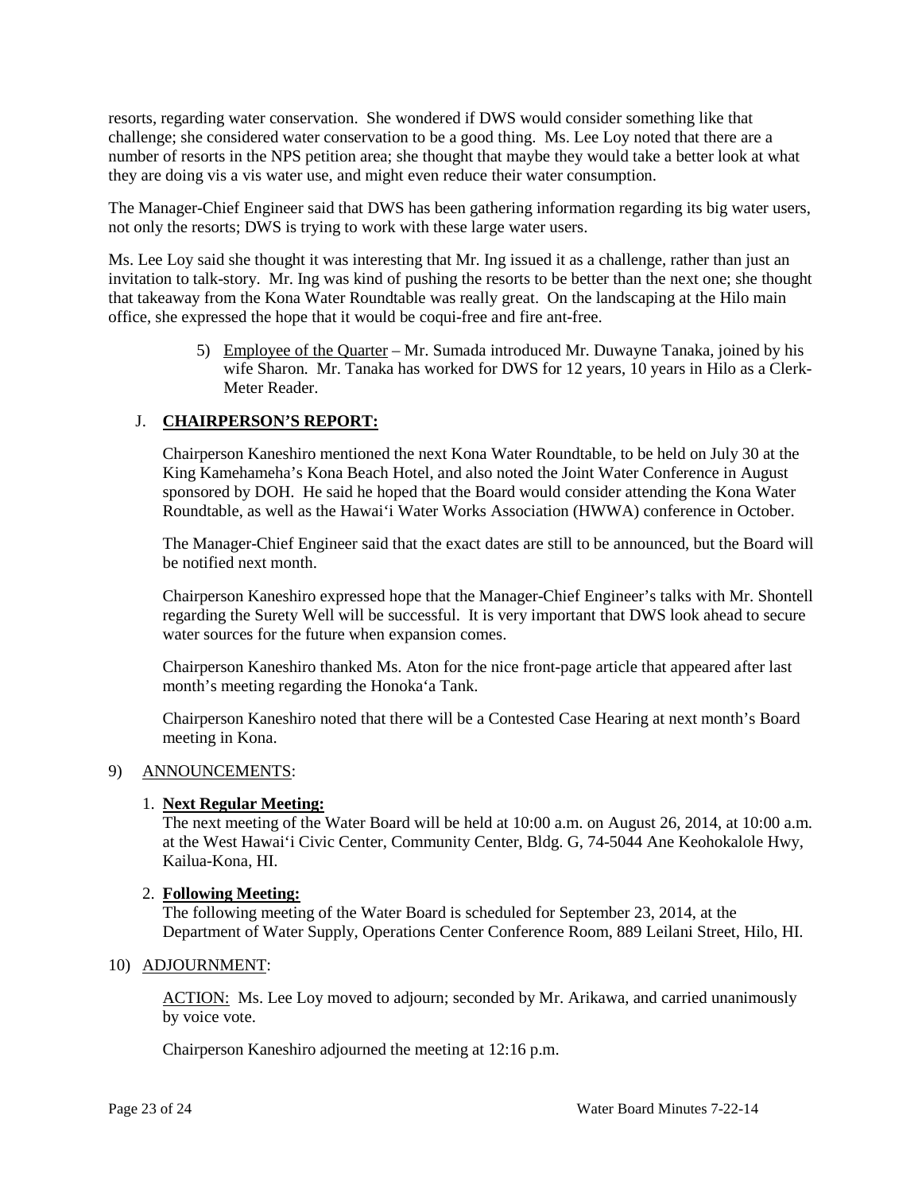resorts, regarding water conservation. She wondered if DWS would consider something like that challenge; she considered water conservation to be a good thing. Ms. Lee Loy noted that there are a number of resorts in the NPS petition area; she thought that maybe they would take a better look at what they are doing vis a vis water use, and might even reduce their water consumption.

The Manager-Chief Engineer said that DWS has been gathering information regarding its big water users, not only the resorts; DWS is trying to work with these large water users.

Ms. Lee Loy said she thought it was interesting that Mr. Ing issued it as a challenge, rather than just an invitation to talk-story. Mr. Ing was kind of pushing the resorts to be better than the next one; she thought that takeaway from the Kona Water Roundtable was really great. On the landscaping at the Hilo main office, she expressed the hope that it would be coqui-free and fire ant-free.

5) Employee of the Quarter – Mr. Sumada introduced Mr. Duwayne Tanaka, joined by his wife Sharon. Mr. Tanaka has worked for DWS for 12 years, 10 years in Hilo as a Clerk-Meter Reader.

J. **CHAIRPERSON'S REPORT:**

Chairperson Kaneshiro mentioned the next Kona Water Roundtable, to be held on July 30 at the King Kamehameha's Kona Beach Hotel, and also noted the Joint Water Conference in August sponsored by DOH. He said he hoped that the Board would consider attending the Kona Water Roundtable, as well as the Hawai'i Water Works Association (HWWA) conference in October.

The Manager-Chief Engineer said that the exact dates are still to be announced, but the Board will be notified next month.

Chairperson Kaneshiro expressed hope that the Manager-Chief Engineer's talks with Mr. Shontell regarding the Surety Well will be successful. It is very important that DWS look ahead to secure water sources for the future when expansion comes.

Chairperson Kaneshiro thanked Ms. Aton for the nice front-page article that appeared after last month's meeting regarding the Honoka'a Tank.

Chairperson Kaneshiro noted that there will be a Contested Case Hearing at next month's Board meeting in Kona.

9) ANNOUNCEMENTS:

1. **Next Regular Meeting:**
The next meeting of the Water Board will be held at 10:00 a.m. on August 26, 2014, at 10:00 a.m. at the West Hawai'i Civic Center, Community Center, Bldg. G, 74-5044 Ane Keohokalole Hwy, Kailua-Kona, HI.

2. **Following Meeting:**
The following meeting of the Water Board is scheduled for September 23, 2014, at the Department of Water Supply, Operations Center Conference Room, 889 Leilani Street, Hilo, HI.

10) ADJOURNMENT:

ACTION: Ms. Lee Loy moved to adjourn; seconded by Mr. Arikawa, and carried unanimously by voice vote.

Chairperson Kaneshiro adjourned the meeting at 12:16 p.m.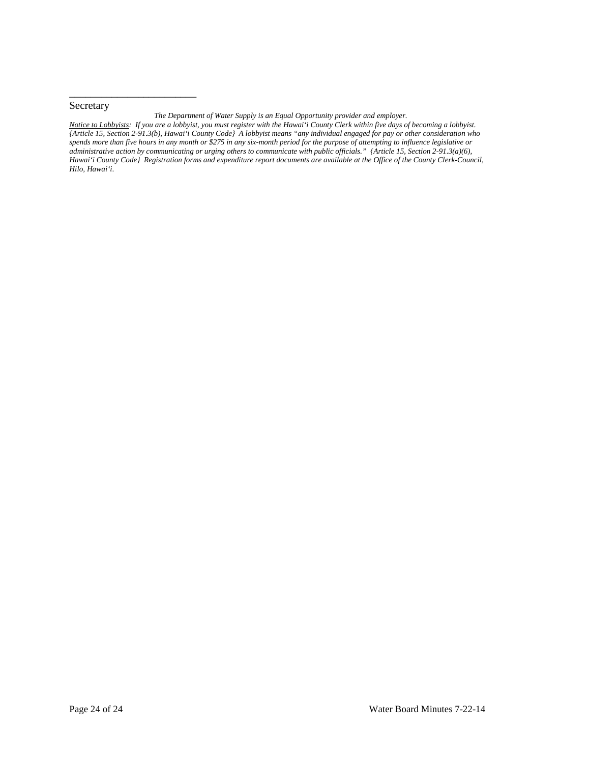\_\_\_\_\_\_\_\_\_\_\_\_\_\_\_\_\_\_\_\_\_\_\_\_\_\_

Secretary

*The Department of Water Supply is an Equal Opportunity provider and employer.*

*Notice to Lobbyists: If you are a lobbyist, you must register with the Hawai'i County Clerk within five days of becoming a lobbyist. {Article 15, Section 2-91.3(b), Hawai'i County Code} A lobbyist means "any individual engaged for pay or other consideration who spends more than five hours in any month or $275 in any six-month period for the purpose of attempting to influence legislative or administrative action by communicating or urging others to communicate with public officials." {Article 15, Section 2-91.3(a)(6), Hawai'i County Code} Registration forms and expenditure report documents are available at the Office of the County Clerk-Council, Hilo, Hawai'i.*